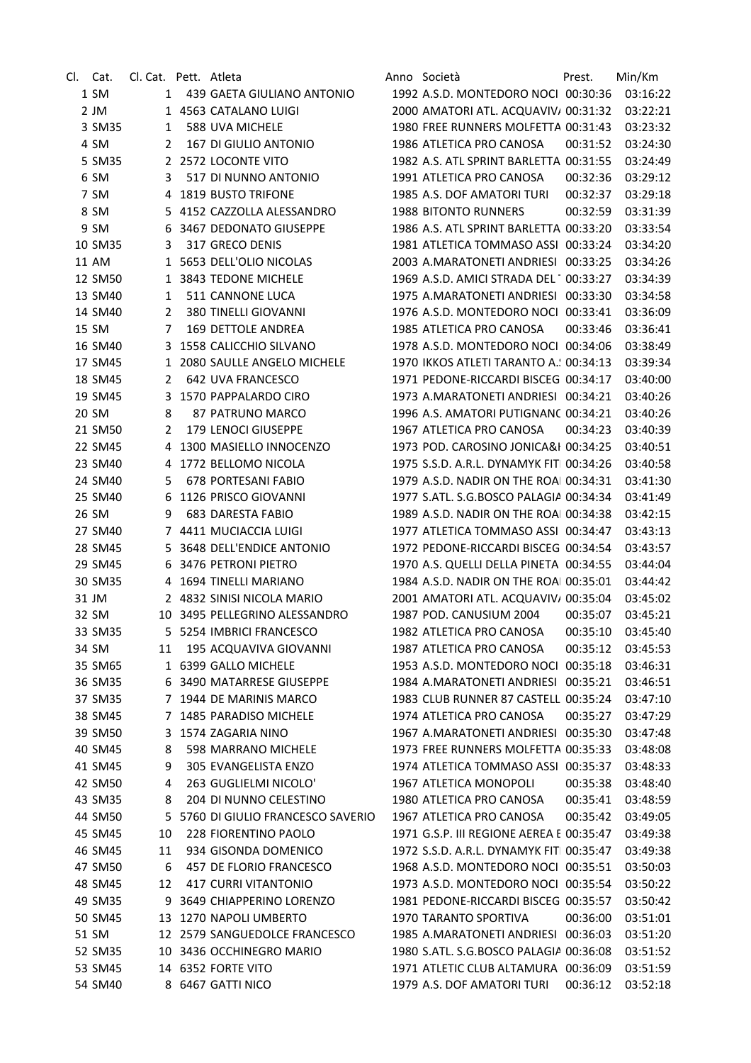| Cl. | Cat. | Cl. Cat. | Pett. | Atleta | Anno | Società | Prest. | Min/Km |
|---|---|---|---|---|---|---|---|---|
| 1 | SM | 1 | 439 | GAETA GIULIANO ANTONIO | 1992 | A.S.D. MONTEDORO NOCI | 00:30:36 | 03:16:22 |
| 2 | JM | 1 | 4563 | CATALANO LUIGI | 2000 | AMATORI ATL. ACQUAVIV/ | 00:31:32 | 03:22:21 |
| 3 | SM35 | 1 | 588 | UVA MICHELE | 1980 | FREE RUNNERS MOLFETTA | 00:31:43 | 03:23:32 |
| 4 | SM | 2 | 167 | DI GIULIO ANTONIO | 1986 | ATLETICA PRO CANOSA | 00:31:52 | 03:24:30 |
| 5 | SM35 | 2 | 2572 | LOCONTE VITO | 1982 | A.S. ATL SPRINT BARLETTA | 00:31:55 | 03:24:49 |
| 6 | SM | 3 | 517 | DI NUNNO ANTONIO | 1991 | ATLETICA PRO CANOSA | 00:32:36 | 03:29:12 |
| 7 | SM | 4 | 1819 | BUSTO TRIFONE | 1985 | A.S. DOF AMATORI TURI | 00:32:37 | 03:29:18 |
| 8 | SM | 5 | 4152 | CAZZOLLA ALESSANDRO | 1988 | BITONTO RUNNERS | 00:32:59 | 03:31:39 |
| 9 | SM | 6 | 3467 | DEDONATO GIUSEPPE | 1986 | A.S. ATL SPRINT BARLETTA | 00:33:20 | 03:33:54 |
| 10 | SM35 | 3 | 317 | GRECO DENIS | 1981 | ATLETICA TOMMASO ASSI | 00:33:24 | 03:34:20 |
| 11 | AM | 1 | 5653 | DELL'OLIO NICOLAS | 2003 | A.MARATONETI ANDRIESI | 00:33:25 | 03:34:26 |
| 12 | SM50 | 1 | 3843 | TEDONE MICHELE | 1969 | A.S.D. AMICI STRADA DEL | 00:33:27 | 03:34:39 |
| 13 | SM40 | 1 | 511 | CANNONE LUCA | 1975 | A.MARATONETI ANDRIESI | 00:33:30 | 03:34:58 |
| 14 | SM40 | 2 | 380 | TINELLI GIOVANNI | 1976 | A.S.D. MONTEDORO NOCI | 00:33:41 | 03:36:09 |
| 15 | SM | 7 | 169 | DETTOLE ANDREA | 1985 | ATLETICA PRO CANOSA | 00:33:46 | 03:36:41 |
| 16 | SM40 | 3 | 1558 | CALICCHIO SILVANO | 1978 | A.S.D. MONTEDORO NOCI | 00:34:06 | 03:38:49 |
| 17 | SM45 | 1 | 2080 | SAULLE ANGELO MICHELE | 1970 | IKKOS ATLETI TARANTO A.: | 00:34:13 | 03:39:34 |
| 18 | SM45 | 2 | 642 | UVA FRANCESCO | 1971 | PEDONE-RICCARDI BISCEG | 00:34:17 | 03:40:00 |
| 19 | SM45 | 3 | 1570 | PAPPALARDO CIRO | 1973 | A.MARATONETI ANDRIESI | 00:34:21 | 03:40:26 |
| 20 | SM | 8 | 87 | PATRUNO MARCO | 1996 | A.S. AMATORI PUTIGNANO | 00:34:21 | 03:40:26 |
| 21 | SM50 | 2 | 179 | LENOCI GIUSEPPE | 1967 | ATLETICA PRO CANOSA | 00:34:23 | 03:40:39 |
| 22 | SM45 | 4 | 1300 | MASIELLO INNOCENZO | 1973 | POD. CAROSINO JONICA&I | 00:34:25 | 03:40:51 |
| 23 | SM40 | 4 | 1772 | BELLOMO NICOLA | 1975 | S.S.D. A.R.L. DYNAMYK FIT | 00:34:26 | 03:40:58 |
| 24 | SM40 | 5 | 678 | PORTESANI FABIO | 1979 | A.S.D. NADIR ON THE ROA | 00:34:31 | 03:41:30 |
| 25 | SM40 | 6 | 1126 | PRISCO GIOVANNI | 1977 | S.ATL. S.G.BOSCO PALAGIA | 00:34:34 | 03:41:49 |
| 26 | SM | 9 | 683 | DARESTA FABIO | 1989 | A.S.D. NADIR ON THE ROA | 00:34:38 | 03:42:15 |
| 27 | SM40 | 7 | 4411 | MUCIACCIA LUIGI | 1977 | ATLETICA TOMMASO ASSI | 00:34:47 | 03:43:13 |
| 28 | SM45 | 5 | 3648 | DELL'ENDICE ANTONIO | 1972 | PEDONE-RICCARDI BISCEG | 00:34:54 | 03:43:57 |
| 29 | SM45 | 6 | 3476 | PETRONI PIETRO | 1970 | A.S. QUELLI DELLA PINETA | 00:34:55 | 03:44:04 |
| 30 | SM35 | 4 | 1694 | TINELLI MARIANO | 1984 | A.S.D. NADIR ON THE ROA | 00:35:01 | 03:44:42 |
| 31 | JM | 2 | 4832 | SINISI NICOLA MARIO | 2001 | AMATORI ATL. ACQUAVIV/ | 00:35:04 | 03:45:02 |
| 32 | SM | 10 | 3495 | PELLEGRINO ALESSANDRO | 1987 | POD. CANUSIUM 2004 | 00:35:07 | 03:45:21 |
| 33 | SM35 | 5 | 5254 | IMBRICI FRANCESCO | 1982 | ATLETICA PRO CANOSA | 00:35:10 | 03:45:40 |
| 34 | SM | 11 | 195 | ACQUAVIVA GIOVANNI | 1987 | ATLETICA PRO CANOSA | 00:35:12 | 03:45:53 |
| 35 | SM65 | 1 | 6399 | GALLO MICHELE | 1953 | A.S.D. MONTEDORO NOCI | 00:35:18 | 03:46:31 |
| 36 | SM35 | 6 | 3490 | MATARRESE GIUSEPPE | 1984 | A.MARATONETI ANDRIESI | 00:35:21 | 03:46:51 |
| 37 | SM35 | 7 | 1944 | DE MARINIS MARCO | 1983 | CLUB RUNNER 87 CASTELL | 00:35:24 | 03:47:10 |
| 38 | SM45 | 7 | 1485 | PARADISO MICHELE | 1974 | ATLETICA PRO CANOSA | 00:35:27 | 03:47:29 |
| 39 | SM50 | 3 | 1574 | ZAGARIA NINO | 1967 | A.MARATONETI ANDRIESI | 00:35:30 | 03:47:48 |
| 40 | SM45 | 8 | 598 | MARRANO MICHELE | 1973 | FREE RUNNERS MOLFETTA | 00:35:33 | 03:48:08 |
| 41 | SM45 | 9 | 305 | EVANGELISTA ENZO | 1974 | ATLETICA TOMMASO ASSI | 00:35:37 | 03:48:33 |
| 42 | SM50 | 4 | 263 | GUGLIELMI NICOLO' | 1967 | ATLETICA MONOPOLI | 00:35:38 | 03:48:40 |
| 43 | SM35 | 8 | 204 | DI NUNNO CELESTINO | 1980 | ATLETICA PRO CANOSA | 00:35:41 | 03:48:59 |
| 44 | SM50 | 5 | 5760 | DI GIULIO FRANCESCO SAVERIO | 1967 | ATLETICA PRO CANOSA | 00:35:42 | 03:49:05 |
| 45 | SM45 | 10 | 228 | FIORENTINO PAOLO | 1971 | G.S.P. III REGIONE AEREA E | 00:35:47 | 03:49:38 |
| 46 | SM45 | 11 | 934 | GISONDA DOMENICO | 1972 | S.S.D. A.R.L. DYNAMYK FIT | 00:35:47 | 03:49:38 |
| 47 | SM50 | 6 | 457 | DE FLORIO FRANCESCO | 1968 | A.S.D. MONTEDORO NOCI | 00:35:51 | 03:50:03 |
| 48 | SM45 | 12 | 417 | CURRI VITANTONIO | 1973 | A.S.D. MONTEDORO NOCI | 00:35:54 | 03:50:22 |
| 49 | SM35 | 9 | 3649 | CHIAPPERINO LORENZO | 1981 | PEDONE-RICCARDI BISCEG | 00:35:57 | 03:50:42 |
| 50 | SM45 | 13 | 1270 | NAPOLI UMBERTO | 1970 | TARANTO SPORTIVA | 00:36:00 | 03:51:01 |
| 51 | SM | 12 | 2579 | SANGUEDOLCE FRANCESCO | 1985 | A.MARATONETI ANDRIESI | 00:36:03 | 03:51:20 |
| 52 | SM35 | 10 | 3436 | OCCHINEGRO MARIO | 1980 | S.ATL. S.G.BOSCO PALAGIA | 00:36:08 | 03:51:52 |
| 53 | SM45 | 14 | 6352 | FORTE VITO | 1971 | ATLETIC CLUB ALTAMURA | 00:36:09 | 03:51:59 |
| 54 | SM40 | 8 | 6467 | GATTI NICO | 1979 | A.S. DOF AMATORI TURI | 00:36:12 | 03:52:18 |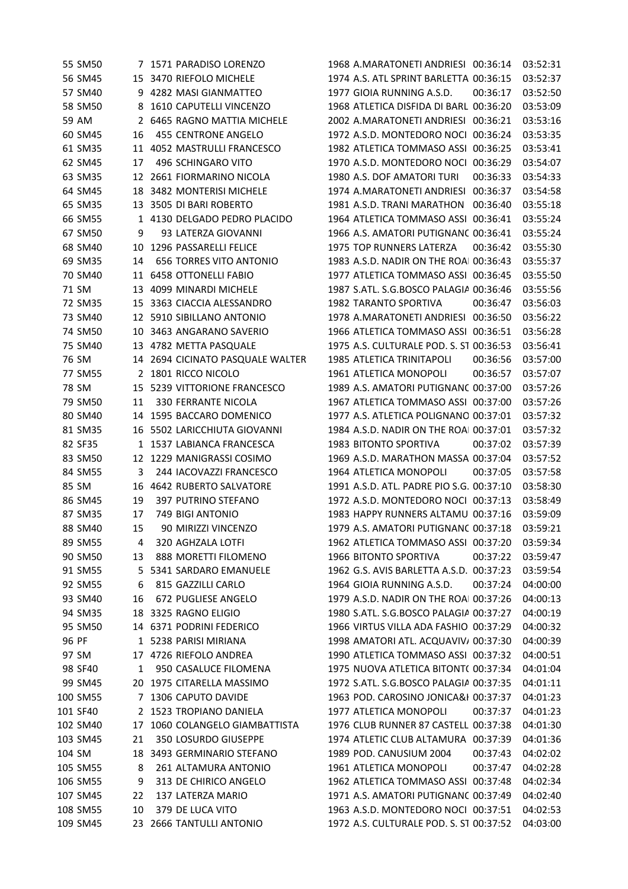| | | | | | | | | |
|---|---|---|---|---|---|---|---|---|
| 55 | SM50 | 7 | 1571 | PARADISO LORENZO | 1968 | A.MARATONETI ANDRIESI | 00:36:14 | 03:52:31 |
| 56 | SM45 | 15 | 3470 | RIEFOLO MICHELE | 1974 | A.S. ATL SPRINT BARLETTA | 00:36:15 | 03:52:37 |
| 57 | SM40 | 9 | 4282 | MASI GIANMATTEO | 1977 | GIOIA RUNNING A.S.D. | 00:36:17 | 03:52:50 |
| 58 | SM50 | 8 | 1610 | CAPUTELLI VINCENZO | 1968 | ATLETICA DISFIDA DI BARL | 00:36:20 | 03:53:09 |
| 59 | AM | 2 | 6465 | RAGNO MATTIA MICHELE | 2002 | A.MARATONETI ANDRIESI | 00:36:21 | 03:53:16 |
| 60 | SM45 | 16 | 455 | CENTRONE ANGELO | 1972 | A.S.D. MONTEDORO NOCI | 00:36:24 | 03:53:35 |
| 61 | SM35 | 11 | 4052 | MASTRULLI FRANCESCO | 1982 | ATLETICA TOMMASO ASSI | 00:36:25 | 03:53:41 |
| 62 | SM45 | 17 | 496 | SCHINGARO VITO | 1970 | A.S.D. MONTEDORO NOCI | 00:36:29 | 03:54:07 |
| 63 | SM35 | 12 | 2661 | FIORMARINO NICOLA | 1980 | A.S. DOF AMATORI TURI | 00:36:33 | 03:54:33 |
| 64 | SM45 | 18 | 3482 | MONTERISI MICHELE | 1974 | A.MARATONETI ANDRIESI | 00:36:37 | 03:54:58 |
| 65 | SM35 | 13 | 3505 | DI BARI ROBERTO | 1981 | A.S.D. TRANI MARATHON | 00:36:40 | 03:55:18 |
| 66 | SM55 | 1 | 4130 | DELGADO PEDRO PLACIDO | 1964 | ATLETICA TOMMASO ASSI | 00:36:41 | 03:55:24 |
| 67 | SM50 | 9 | 93 | LATERZA GIOVANNI | 1966 | A.S. AMATORI PUTIGNANC | 00:36:41 | 03:55:24 |
| 68 | SM40 | 10 | 1296 | PASSARELLI FELICE | 1975 | TOP RUNNERS LATERZA | 00:36:42 | 03:55:30 |
| 69 | SM35 | 14 | 656 | TORRES VITO ANTONIO | 1983 | A.S.D. NADIR ON THE ROA | 00:36:43 | 03:55:37 |
| 70 | SM40 | 11 | 6458 | OTTONELLI FABIO | 1977 | ATLETICA TOMMASO ASSI | 00:36:45 | 03:55:50 |
| 71 | SM | 13 | 4099 | MINARDI MICHELE | 1987 | S.ATL. S.G.BOSCO PALAGIA | 00:36:46 | 03:55:56 |
| 72 | SM35 | 15 | 3363 | CIACCIA ALESSANDRO | 1982 | TARANTO SPORTIVA | 00:36:47 | 03:56:03 |
| 73 | SM40 | 12 | 5910 | SIBILLANO ANTONIO | 1978 | A.MARATONETI ANDRIESI | 00:36:50 | 03:56:22 |
| 74 | SM50 | 10 | 3463 | ANGARANO SAVERIO | 1966 | ATLETICA TOMMASO ASSI | 00:36:51 | 03:56:28 |
| 75 | SM40 | 13 | 4782 | METTA PASQUALE | 1975 | A.S. CULTURALE POD. S. ST | 00:36:53 | 03:56:41 |
| 76 | SM | 14 | 2694 | CICINATO PASQUALE WALTER | 1985 | ATLETICA TRINITAPOLI | 00:36:56 | 03:57:00 |
| 77 | SM55 | 2 | 1801 | RICCO NICOLO | 1961 | ATLETICA MONOPOLI | 00:36:57 | 03:57:07 |
| 78 | SM | 15 | 5239 | VITTORIONE FRANCESCO | 1989 | A.S. AMATORI PUTIGNANC | 00:37:00 | 03:57:26 |
| 79 | SM50 | 11 | 330 | FERRANTE NICOLA | 1967 | ATLETICA TOMMASO ASSI | 00:37:00 | 03:57:26 |
| 80 | SM40 | 14 | 1595 | BACCARO DOMENICO | 1977 | A.S. ATLETICA POLIGNANO | 00:37:01 | 03:57:32 |
| 81 | SM35 | 16 | 5502 | LARICCHIUTA GIOVANNI | 1984 | A.S.D. NADIR ON THE ROA | 00:37:01 | 03:57:32 |
| 82 | SF35 | 1 | 1537 | LABIANCA FRANCESCA | 1983 | BITONTO SPORTIVA | 00:37:02 | 03:57:39 |
| 83 | SM50 | 12 | 1229 | MANIGRASSI COSIMO | 1969 | A.S.D. MARATHON MASSA | 00:37:04 | 03:57:52 |
| 84 | SM55 | 3 | 244 | IACOVAZZI FRANCESCO | 1964 | ATLETICA MONOPOLI | 00:37:05 | 03:57:58 |
| 85 | SM | 16 | 4642 | RUBERTO SALVATORE | 1991 | A.S.D. ATL. PADRE PIO S.G. | 00:37:10 | 03:58:30 |
| 86 | SM45 | 19 | 397 | PUTRINO STEFANO | 1972 | A.S.D. MONTEDORO NOCI | 00:37:13 | 03:58:49 |
| 87 | SM35 | 17 | 749 | BIGI ANTONIO | 1983 | HAPPY RUNNERS ALTAMU | 00:37:16 | 03:59:09 |
| 88 | SM40 | 15 | 90 | MIRIZZI VINCENZO | 1979 | A.S. AMATORI PUTIGNANC | 00:37:18 | 03:59:21 |
| 89 | SM55 | 4 | 320 | AGHZALA LOTFI | 1962 | ATLETICA TOMMASO ASSI | 00:37:20 | 03:59:34 |
| 90 | SM50 | 13 | 888 | MORETTI FILOMENO | 1966 | BITONTO SPORTIVA | 00:37:22 | 03:59:47 |
| 91 | SM55 | 5 | 5341 | SARDARO EMANUELE | 1962 | G.S. AVIS BARLETTA A.S.D. | 00:37:23 | 03:59:54 |
| 92 | SM55 | 6 | 815 | GAZZILLI CARLO | 1964 | GIOIA RUNNING A.S.D. | 00:37:24 | 04:00:00 |
| 93 | SM40 | 16 | 672 | PUGLIESE ANGELO | 1979 | A.S.D. NADIR ON THE ROA | 00:37:26 | 04:00:13 |
| 94 | SM35 | 18 | 3325 | RAGNO ELIGIO | 1980 | S.ATL. S.G.BOSCO PALAGIA | 00:37:27 | 04:00:19 |
| 95 | SM50 | 14 | 6371 | PODRINI FEDERICO | 1966 | VIRTUS VILLA ADA FASHIO | 00:37:29 | 04:00:32 |
| 96 | PF | 1 | 5238 | PARISI MIRIANA | 1998 | AMATORI ATL. ACQUAVIV/ | 00:37:30 | 04:00:39 |
| 97 | SM | 17 | 4726 | RIEFOLO ANDREA | 1990 | ATLETICA TOMMASO ASSI | 00:37:32 | 04:00:51 |
| 98 | SF40 | 1 | 950 | CASALUCE FILOMENA | 1975 | NUOVA ATLETICA BITONT( | 00:37:34 | 04:01:04 |
| 99 | SM45 | 20 | 1975 | CITARELLA MASSIMO | 1972 | S.ATL. S.G.BOSCO PALAGIA | 00:37:35 | 04:01:11 |
| 100 | SM55 | 7 | 1306 | CAPUTO DAVIDE | 1963 | POD. CAROSINO JONICA&I | 00:37:37 | 04:01:23 |
| 101 | SF40 | 2 | 1523 | TROPIANO DANIELA | 1977 | ATLETICA MONOPOLI | 00:37:37 | 04:01:23 |
| 102 | SM40 | 17 | 1060 | COLANGELO GIAMBATTISTA | 1976 | CLUB RUNNER 87 CASTELL | 00:37:38 | 04:01:30 |
| 103 | SM45 | 21 | 350 | LOSURDO GIUSEPPE | 1974 | ATLETIC CLUB ALTAMURA | 00:37:39 | 04:01:36 |
| 104 | SM | 18 | 3493 | GERMINARIO STEFANO | 1989 | POD. CANUSIUM 2004 | 00:37:43 | 04:02:02 |
| 105 | SM55 | 8 | 261 | ALTAMURA ANTONIO | 1961 | ATLETICA MONOPOLI | 00:37:47 | 04:02:28 |
| 106 | SM55 | 9 | 313 | DE CHIRICO ANGELO | 1962 | ATLETICA TOMMASO ASSI | 00:37:48 | 04:02:34 |
| 107 | SM45 | 22 | 137 | LATERZA MARIO | 1971 | A.S. AMATORI PUTIGNANC | 00:37:49 | 04:02:40 |
| 108 | SM55 | 10 | 379 | DE LUCA VITO | 1963 | A.S.D. MONTEDORO NOCI | 00:37:51 | 04:02:53 |
| 109 | SM45 | 23 | 2666 | TANTULLI ANTONIO | 1972 | A.S. CULTURALE POD. S. ST | 00:37:52 | 04:03:00 |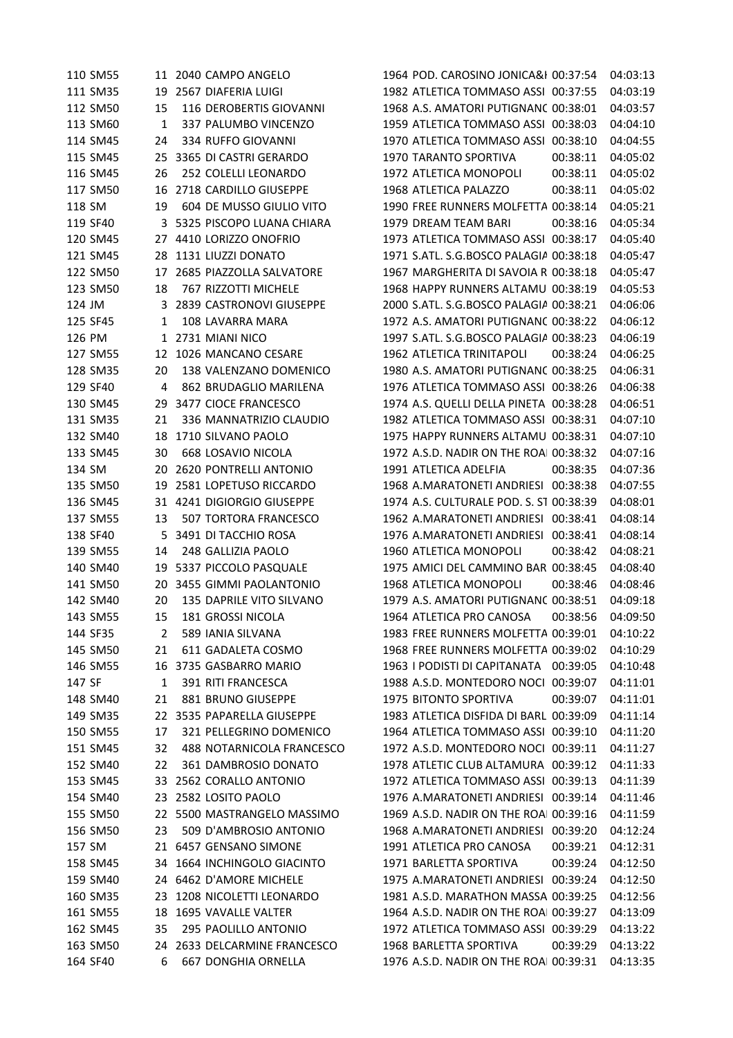| | | | | | | | | |
|---|---|---|---|---|---|---|---|---|
| 110 | SM55 | 11 | 2040 | CAMPO ANGELO | 1964 | POD. CAROSINO JONICA&I | 00:37:54 | 04:03:13 |
| 111 | SM35 | 19 | 2567 | DIAFERIA LUIGI | 1982 | ATLETICA TOMMASO ASSI | 00:37:55 | 04:03:19 |
| 112 | SM50 | 15 | 116 | DEROBERTIS GIOVANNI | 1968 | A.S. AMATORI PUTIGNANC | 00:38:01 | 04:03:57 |
| 113 | SM60 | 1 | 337 | PALUMBO VINCENZO | 1959 | ATLETICA TOMMASO ASSI | 00:38:03 | 04:04:10 |
| 114 | SM45 | 24 | 334 | RUFFO GIOVANNI | 1970 | ATLETICA TOMMASO ASSI | 00:38:10 | 04:04:55 |
| 115 | SM45 | 25 | 3365 | DI CASTRI GERARDO | 1970 | TARANTO SPORTIVA | 00:38:11 | 04:05:02 |
| 116 | SM45 | 26 | 252 | COLELLI LEONARDO | 1972 | ATLETICA MONOPOLI | 00:38:11 | 04:05:02 |
| 117 | SM50 | 16 | 2718 | CARDILLO GIUSEPPE | 1968 | ATLETICA PALAZZO | 00:38:11 | 04:05:02 |
| 118 | SM | 19 | 604 | DE MUSSO GIULIO VITO | 1990 | FREE RUNNERS MOLFETTA | 00:38:14 | 04:05:21 |
| 119 | SF40 | 3 | 5325 | PISCOPO LUANA CHIARA | 1979 | DREAM TEAM BARI | 00:38:16 | 04:05:34 |
| 120 | SM45 | 27 | 4410 | LORIZZO ONOFRIO | 1973 | ATLETICA TOMMASO ASSI | 00:38:17 | 04:05:40 |
| 121 | SM45 | 28 | 1131 | LIUZZI DONATO | 1971 | S.ATL. S.G.BOSCO PALAGIA | 00:38:18 | 04:05:47 |
| 122 | SM50 | 17 | 2685 | PIAZZOLLA SALVATORE | 1967 | MARGHERITA DI SAVOIA R | 00:38:18 | 04:05:47 |
| 123 | SM50 | 18 | 767 | RIZZOTTI MICHELE | 1968 | HAPPY RUNNERS ALTAMU | 00:38:19 | 04:05:53 |
| 124 | JM | 3 | 2839 | CASTRONOVI GIUSEPPE | 2000 | S.ATL. S.G.BOSCO PALAGIA | 00:38:21 | 04:06:06 |
| 125 | SF45 | 1 | 108 | LAVARRA MARA | 1972 | A.S. AMATORI PUTIGNANC | 00:38:22 | 04:06:12 |
| 126 | PM | 1 | 2731 | MIANI NICO | 1997 | S.ATL. S.G.BOSCO PALAGIA | 00:38:23 | 04:06:19 |
| 127 | SM55 | 12 | 1026 | MANCANO CESARE | 1962 | ATLETICA TRINITAPOLI | 00:38:24 | 04:06:25 |
| 128 | SM35 | 20 | 138 | VALENZANO DOMENICO | 1980 | A.S. AMATORI PUTIGNANC | 00:38:25 | 04:06:31 |
| 129 | SF40 | 4 | 862 | BRUDAGLIO MARILENA | 1976 | ATLETICA TOMMASO ASSI | 00:38:26 | 04:06:38 |
| 130 | SM45 | 29 | 3477 | CIOCE FRANCESCO | 1974 | A.S. QUELLI DELLA PINETA | 00:38:28 | 04:06:51 |
| 131 | SM35 | 21 | 336 | MANNATRIZIO CLAUDIO | 1982 | ATLETICA TOMMASO ASSI | 00:38:31 | 04:07:10 |
| 132 | SM40 | 18 | 1710 | SILVANO PAOLO | 1975 | HAPPY RUNNERS ALTAMU | 00:38:31 | 04:07:10 |
| 133 | SM45 | 30 | 668 | LOSAVIO NICOLA | 1972 | A.S.D. NADIR ON THE ROA | 00:38:32 | 04:07:16 |
| 134 | SM | 20 | 2620 | PONTRELLI ANTONIO | 1991 | ATLETICA ADELFIA | 00:38:35 | 04:07:36 |
| 135 | SM50 | 19 | 2581 | LOPETUSO RICCARDO | 1968 | A.MARATONETI ANDRIESI | 00:38:38 | 04:07:55 |
| 136 | SM45 | 31 | 4241 | DIGIORGIO GIUSEPPE | 1974 | A.S. CULTURALE POD. S. ST | 00:38:39 | 04:08:01 |
| 137 | SM55 | 13 | 507 | TORTORA FRANCESCO | 1962 | A.MARATONETI ANDRIESI | 00:38:41 | 04:08:14 |
| 138 | SF40 | 5 | 3491 | DI TACCHIO ROSA | 1976 | A.MARATONETI ANDRIESI | 00:38:41 | 04:08:14 |
| 139 | SM55 | 14 | 248 | GALLIZIA PAOLO | 1960 | ATLETICA MONOPOLI | 00:38:42 | 04:08:21 |
| 140 | SM40 | 19 | 5337 | PICCOLO PASQUALE | 1975 | AMICI DEL CAMMINO BAR | 00:38:45 | 04:08:40 |
| 141 | SM50 | 20 | 3455 | GIMMI PAOLANTONIO | 1968 | ATLETICA MONOPOLI | 00:38:46 | 04:08:46 |
| 142 | SM40 | 20 | 135 | DAPRILE VITO SILVANO | 1979 | A.S. AMATORI PUTIGNANC | 00:38:51 | 04:09:18 |
| 143 | SM55 | 15 | 181 | GROSSI NICOLA | 1964 | ATLETICA PRO CANOSA | 00:38:56 | 04:09:50 |
| 144 | SF35 | 2 | 589 | IANIA SILVANA | 1983 | FREE RUNNERS MOLFETTA | 00:39:01 | 04:10:22 |
| 145 | SM50 | 21 | 611 | GADALETA COSMO | 1968 | FREE RUNNERS MOLFETTA | 00:39:02 | 04:10:29 |
| 146 | SM55 | 16 | 3735 | GASBARRO MARIO | 1963 | I PODISTI DI CAPITANATA | 00:39:05 | 04:10:48 |
| 147 | SF | 1 | 391 | RITI FRANCESCA | 1988 | A.S.D. MONTEDORO NOCI | 00:39:07 | 04:11:01 |
| 148 | SM40 | 21 | 881 | BRUNO GIUSEPPE | 1975 | BITONTO SPORTIVA | 00:39:07 | 04:11:01 |
| 149 | SM35 | 22 | 3535 | PAPARELLA GIUSEPPE | 1983 | ATLETICA DISFIDA DI BARL | 00:39:09 | 04:11:14 |
| 150 | SM55 | 17 | 321 | PELLEGRINO DOMENICO | 1964 | ATLETICA TOMMASO ASSI | 00:39:10 | 04:11:20 |
| 151 | SM45 | 32 | 488 | NOTARNICOLA FRANCESCO | 1972 | A.S.D. MONTEDORO NOCI | 00:39:11 | 04:11:27 |
| 152 | SM40 | 22 | 361 | DAMBROSIO DONATO | 1978 | ATLETIC CLUB ALTAMURA | 00:39:12 | 04:11:33 |
| 153 | SM45 | 33 | 2562 | CORALLO ANTONIO | 1972 | ATLETICA TOMMASO ASSI | 00:39:13 | 04:11:39 |
| 154 | SM40 | 23 | 2582 | LOSITO PAOLO | 1976 | A.MARATONETI ANDRIESI | 00:39:14 | 04:11:46 |
| 155 | SM50 | 22 | 5500 | MASTRANGELO MASSIMO | 1969 | A.S.D. NADIR ON THE ROA | 00:39:16 | 04:11:59 |
| 156 | SM50 | 23 | 509 | D'AMBROSIO ANTONIO | 1968 | A.MARATONETI ANDRIESI | 00:39:20 | 04:12:24 |
| 157 | SM | 21 | 6457 | GENSANO SIMONE | 1991 | ATLETICA PRO CANOSA | 00:39:21 | 04:12:31 |
| 158 | SM45 | 34 | 1664 | INCHINGOLO GIACINTO | 1971 | BARLETTA SPORTIVA | 00:39:24 | 04:12:50 |
| 159 | SM40 | 24 | 6462 | D'AMORE MICHELE | 1975 | A.MARATONETI ANDRIESI | 00:39:24 | 04:12:50 |
| 160 | SM35 | 23 | 1208 | NICOLETTI LEONARDO | 1981 | A.S.D. MARATHON MASSA | 00:39:25 | 04:12:56 |
| 161 | SM55 | 18 | 1695 | VAVALLE VALTER | 1964 | A.S.D. NADIR ON THE ROA | 00:39:27 | 04:13:09 |
| 162 | SM45 | 35 | 295 | PAOLILLO ANTONIO | 1972 | ATLETICA TOMMASO ASSI | 00:39:29 | 04:13:22 |
| 163 | SM50 | 24 | 2633 | DELCARMINE FRANCESCO | 1968 | BARLETTA SPORTIVA | 00:39:29 | 04:13:22 |
| 164 | SF40 | 6 | 667 | DONGHIA ORNELLA | 1976 | A.S.D. NADIR ON THE ROA | 00:39:31 | 04:13:35 |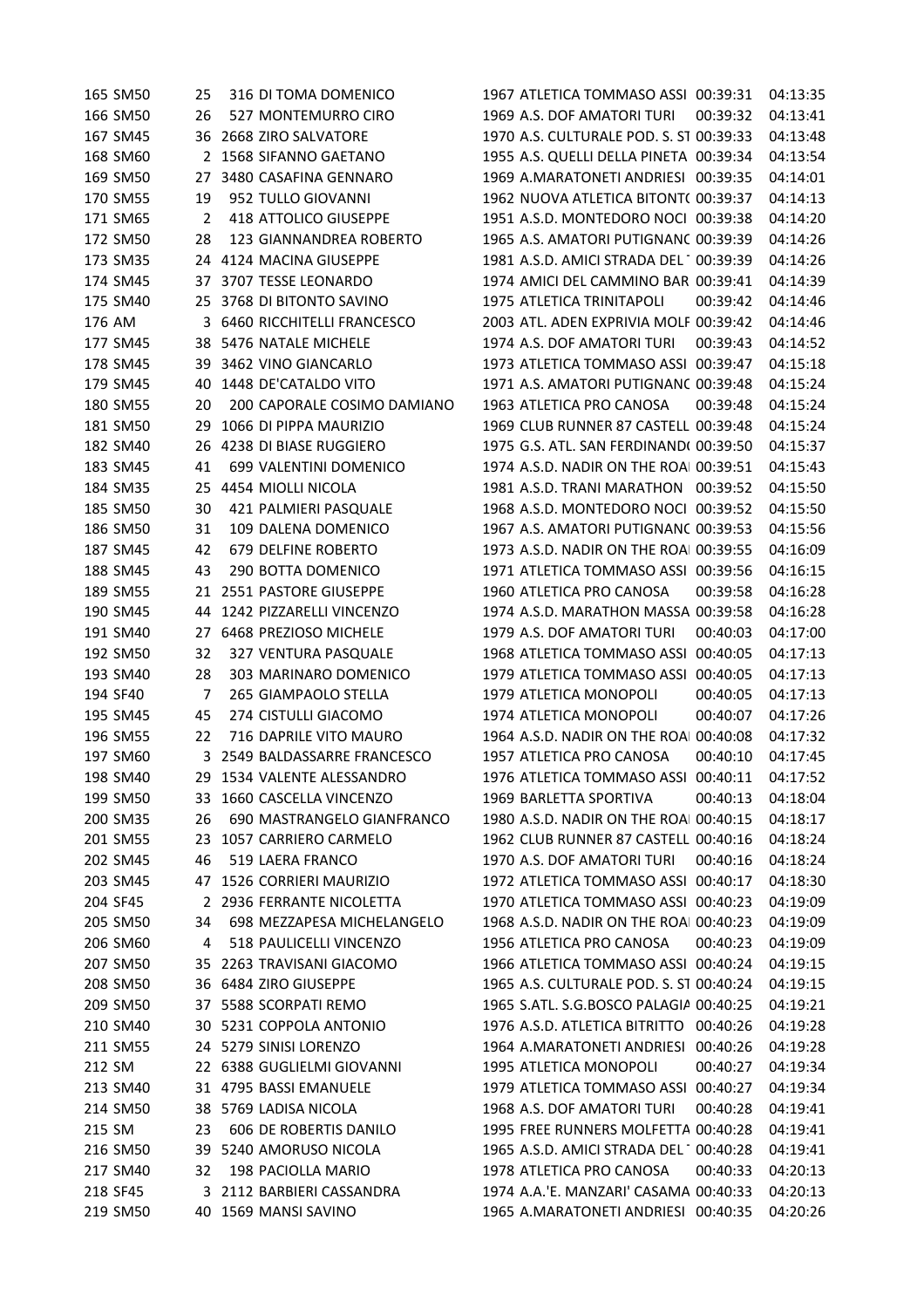| | | | | | | | | |
|---|---|---|---|---|---|---|---|---|
| 165 | SM50 | 25 | 316 | DI TOMA DOMENICO | 1967 | ATLETICA TOMMASO ASSI | 00:39:31 | 04:13:35 |
| 166 | SM50 | 26 | 527 | MONTEMURRO CIRO | 1969 | A.S. DOF AMATORI TURI | 00:39:32 | 04:13:41 |
| 167 | SM45 | 36 | 2668 | ZIRO SALVATORE | 1970 | A.S. CULTURALE POD. S. ST | 00:39:33 | 04:13:48 |
| 168 | SM60 | 2 | 1568 | SIFANNO GAETANO | 1955 | A.S. QUELLI DELLA PINETA | 00:39:34 | 04:13:54 |
| 169 | SM50 | 27 | 3480 | CASAFINA GENNARO | 1969 | A.MARATONETI ANDRIESI | 00:39:35 | 04:14:01 |
| 170 | SM55 | 19 | 952 | TULLO GIOVANNI | 1962 | NUOVA ATLETICA BITONTO | 00:39:37 | 04:14:13 |
| 171 | SM65 | 2 | 418 | ATTOLICO GIUSEPPE | 1951 | A.S.D. MONTEDORO NOCI | 00:39:38 | 04:14:20 |
| 172 | SM50 | 28 | 123 | GIANNANDREA ROBERTO | 1965 | A.S. AMATORI PUTIGNANO | 00:39:39 | 04:14:26 |
| 173 | SM35 | 24 | 4124 | MACINA GIUSEPPE | 1981 | A.S.D. AMICI STRADA DEL | 00:39:39 | 04:14:26 |
| 174 | SM45 | 37 | 3707 | TESSE LEONARDO | 1974 | AMICI DEL CAMMINO BAR | 00:39:41 | 04:14:39 |
| 175 | SM40 | 25 | 3768 | DI BITONTO SAVINO | 1975 | ATLETICA TRINITAPOLI | 00:39:42 | 04:14:46 |
| 176 | AM | 3 | 6460 | RICCHITELLI FRANCESCO | 2003 | ATL. ADEN EXPRIVIA MOLF | 00:39:42 | 04:14:46 |
| 177 | SM45 | 38 | 5476 | NATALE MICHELE | 1974 | A.S. DOF AMATORI TURI | 00:39:43 | 04:14:52 |
| 178 | SM45 | 39 | 3462 | VINO GIANCARLO | 1973 | ATLETICA TOMMASO ASSI | 00:39:47 | 04:15:18 |
| 179 | SM45 | 40 | 1448 | DE'CATALDO VITO | 1971 | A.S. AMATORI PUTIGNANO | 00:39:48 | 04:15:24 |
| 180 | SM55 | 20 | 200 | CAPORALE COSIMO DAMIANO | 1963 | ATLETICA PRO CANOSA | 00:39:48 | 04:15:24 |
| 181 | SM50 | 29 | 1066 | DI PIPPA MAURIZIO | 1969 | CLUB RUNNER 87 CASTELL | 00:39:48 | 04:15:24 |
| 182 | SM40 | 26 | 4238 | DI BIASE RUGGIERO | 1975 | G.S. ATL. SAN FERDINANDO | 00:39:50 | 04:15:37 |
| 183 | SM45 | 41 | 699 | VALENTINI DOMENICO | 1974 | A.S.D. NADIR ON THE ROA | 00:39:51 | 04:15:43 |
| 184 | SM35 | 25 | 4454 | MIOLLI NICOLA | 1981 | A.S.D. TRANI MARATHON | 00:39:52 | 04:15:50 |
| 185 | SM50 | 30 | 421 | PALMIERI PASQUALE | 1968 | A.S.D. MONTEDORO NOCI | 00:39:52 | 04:15:50 |
| 186 | SM50 | 31 | 109 | DALENA DOMENICO | 1967 | A.S. AMATORI PUTIGNANO | 00:39:53 | 04:15:56 |
| 187 | SM45 | 42 | 679 | DELFINE ROBERTO | 1973 | A.S.D. NADIR ON THE ROA | 00:39:55 | 04:16:09 |
| 188 | SM45 | 43 | 290 | BOTTA DOMENICO | 1971 | ATLETICA TOMMASO ASSI | 00:39:56 | 04:16:15 |
| 189 | SM55 | 21 | 2551 | PASTORE GIUSEPPE | 1960 | ATLETICA PRO CANOSA | 00:39:58 | 04:16:28 |
| 190 | SM45 | 44 | 1242 | PIZZARELLI VINCENZO | 1974 | A.S.D. MARATHON MASSA | 00:39:58 | 04:16:28 |
| 191 | SM40 | 27 | 6468 | PREZIOSO MICHELE | 1979 | A.S. DOF AMATORI TURI | 00:40:03 | 04:17:00 |
| 192 | SM50 | 32 | 327 | VENTURA PASQUALE | 1968 | ATLETICA TOMMASO ASSI | 00:40:05 | 04:17:13 |
| 193 | SM40 | 28 | 303 | MARINARO DOMENICO | 1979 | ATLETICA TOMMASO ASSI | 00:40:05 | 04:17:13 |
| 194 | SF40 | 7 | 265 | GIAMPAOLO STELLA | 1979 | ATLETICA MONOPOLI | 00:40:05 | 04:17:13 |
| 195 | SM45 | 45 | 274 | CISTULLI GIACOMO | 1974 | ATLETICA MONOPOLI | 00:40:07 | 04:17:26 |
| 196 | SM55 | 22 | 716 | DAPRILE VITO MAURO | 1964 | A.S.D. NADIR ON THE ROA | 00:40:08 | 04:17:32 |
| 197 | SM60 | 3 | 2549 | BALDASSARRE FRANCESCO | 1957 | ATLETICA PRO CANOSA | 00:40:10 | 04:17:45 |
| 198 | SM40 | 29 | 1534 | VALENTE ALESSANDRO | 1976 | ATLETICA TOMMASO ASSI | 00:40:11 | 04:17:52 |
| 199 | SM50 | 33 | 1660 | CASCELLA VINCENZO | 1969 | BARLETTA SPORTIVA | 00:40:13 | 04:18:04 |
| 200 | SM35 | 26 | 690 | MASTRANGELO GIANFRANCO | 1980 | A.S.D. NADIR ON THE ROA | 00:40:15 | 04:18:17 |
| 201 | SM55 | 23 | 1057 | CARRIERO CARMELO | 1962 | CLUB RUNNER 87 CASTELL | 00:40:16 | 04:18:24 |
| 202 | SM45 | 46 | 519 | LAERA FRANCO | 1970 | A.S. DOF AMATORI TURI | 00:40:16 | 04:18:24 |
| 203 | SM45 | 47 | 1526 | CORRIERI MAURIZIO | 1972 | ATLETICA TOMMASO ASSI | 00:40:17 | 04:18:30 |
| 204 | SF45 | 2 | 2936 | FERRANTE NICOLETTA | 1970 | ATLETICA TOMMASO ASSI | 00:40:23 | 04:19:09 |
| 205 | SM50 | 34 | 698 | MEZZAPESA MICHELANGELO | 1968 | A.S.D. NADIR ON THE ROA | 00:40:23 | 04:19:09 |
| 206 | SM60 | 4 | 518 | PAULICELLI VINCENZO | 1956 | ATLETICA PRO CANOSA | 00:40:23 | 04:19:09 |
| 207 | SM50 | 35 | 2263 | TRAVISANI GIACOMO | 1966 | ATLETICA TOMMASO ASSI | 00:40:24 | 04:19:15 |
| 208 | SM50 | 36 | 6484 | ZIRO GIUSEPPE | 1965 | A.S. CULTURALE POD. S. ST | 00:40:24 | 04:19:15 |
| 209 | SM50 | 37 | 5588 | SCORPATI REMO | 1965 | S.ATL. S.G.BOSCO PALAGIA | 00:40:25 | 04:19:21 |
| 210 | SM40 | 30 | 5231 | COPPOLA ANTONIO | 1976 | A.S.D. ATLETICA BITRITTO | 00:40:26 | 04:19:28 |
| 211 | SM55 | 24 | 5279 | SINISI LORENZO | 1964 | A.MARATONETI ANDRIESI | 00:40:26 | 04:19:28 |
| 212 | SM | 22 | 6388 | GUGLIELMI GIOVANNI | 1995 | ATLETICA MONOPOLI | 00:40:27 | 04:19:34 |
| 213 | SM40 | 31 | 4795 | BASSI EMANUELE | 1979 | ATLETICA TOMMASO ASSI | 00:40:27 | 04:19:34 |
| 214 | SM50 | 38 | 5769 | LADISA NICOLA | 1968 | A.S. DOF AMATORI TURI | 00:40:28 | 04:19:41 |
| 215 | SM | 23 | 606 | DE ROBERTIS DANILO | 1995 | FREE RUNNERS MOLFETTA | 00:40:28 | 04:19:41 |
| 216 | SM50 | 39 | 5240 | AMORUSO NICOLA | 1965 | A.S.D. AMICI STRADA DEL | 00:40:28 | 04:19:41 |
| 217 | SM40 | 32 | 198 | PACIOLLA MARIO | 1978 | ATLETICA PRO CANOSA | 00:40:33 | 04:20:13 |
| 218 | SF45 | 3 | 2112 | BARBIERI CASSANDRA | 1974 | A.A.'E. MANZARI' CASAMA | 00:40:33 | 04:20:13 |
| 219 | SM50 | 40 | 1569 | MANSI SAVINO | 1965 | A.MARATONETI ANDRIESI | 00:40:35 | 04:20:26 |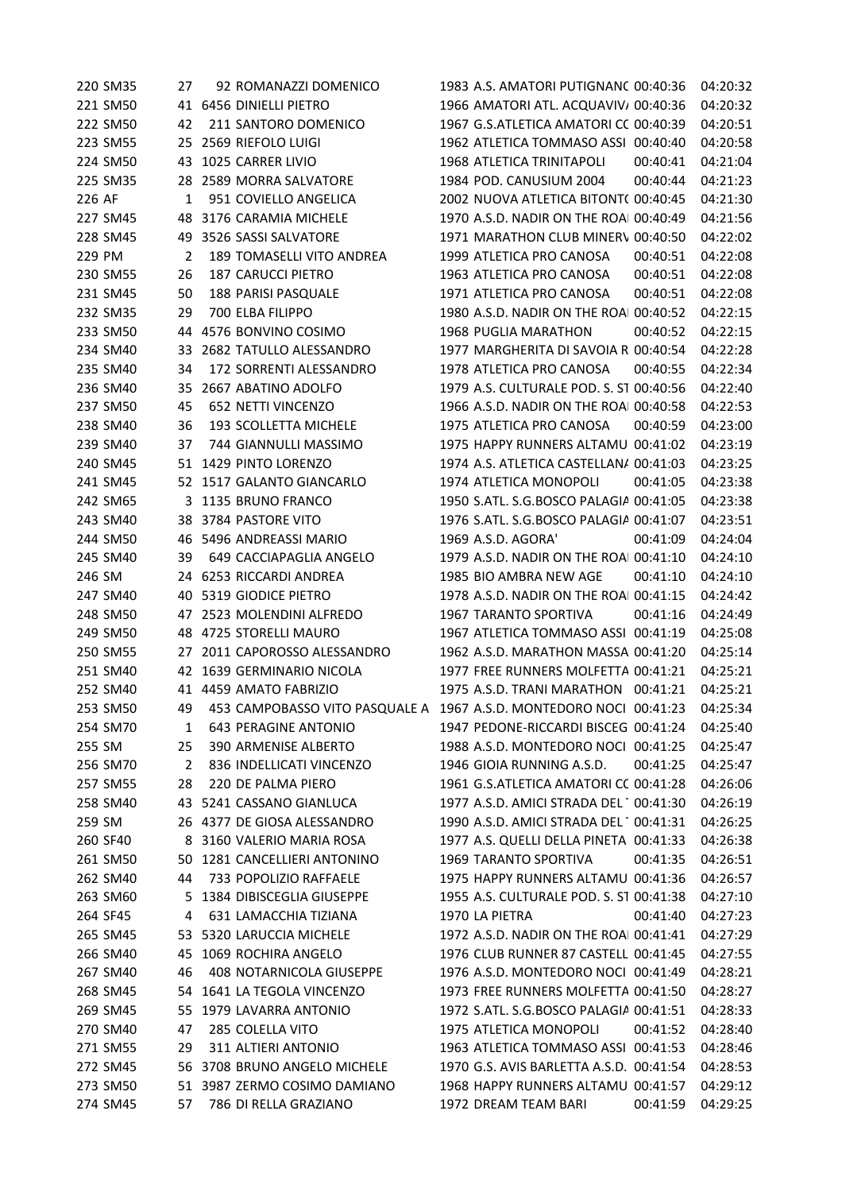| | | | | | | | | |
|---|---|---|---|---|---|---|---|---|
| 220 | SM35 | 27 | 92 | ROMANAZZI DOMENICO | 1983 | A.S. AMATORI PUTIGNANC | 00:40:36 | 04:20:32 |
| 221 | SM50 | 41 | 6456 | DINIELLI PIETRO | 1966 | AMATORI ATL. ACQUAVIV/ | 00:40:36 | 04:20:32 |
| 222 | SM50 | 42 | 211 | SANTORO DOMENICO | 1967 | G.S.ATLETICA AMATORI CC | 00:40:39 | 04:20:51 |
| 223 | SM55 | 25 | 2569 | RIEFOLO LUIGI | 1962 | ATLETICA TOMMASO ASSI | 00:40:40 | 04:20:58 |
| 224 | SM50 | 43 | 1025 | CARRER LIVIO | 1968 | ATLETICA TRINITAPOLI | 00:40:41 | 04:21:04 |
| 225 | SM35 | 28 | 2589 | MORRA SALVATORE | 1984 | POD. CANUSIUM 2004 | 00:40:44 | 04:21:23 |
| 226 | AF | 1 | 951 | COVIELLO ANGELICA | 2002 | NUOVA ATLETICA BITONT( | 00:40:45 | 04:21:30 |
| 227 | SM45 | 48 | 3176 | CARAMIA MICHELE | 1970 | A.S.D. NADIR ON THE ROA | 00:40:49 | 04:21:56 |
| 228 | SM45 | 49 | 3526 | SASSI SALVATORE | 1971 | MARATHON CLUB MINERV | 00:40:50 | 04:22:02 |
| 229 | PM | 2 | 189 | TOMASELLI VITO ANDREA | 1999 | ATLETICA PRO CANOSA | 00:40:51 | 04:22:08 |
| 230 | SM55 | 26 | 187 | CARUCCI PIETRO | 1963 | ATLETICA PRO CANOSA | 00:40:51 | 04:22:08 |
| 231 | SM45 | 50 | 188 | PARISI PASQUALE | 1971 | ATLETICA PRO CANOSA | 00:40:51 | 04:22:08 |
| 232 | SM35 | 29 | 700 | ELBA FILIPPO | 1980 | A.S.D. NADIR ON THE ROA | 00:40:52 | 04:22:15 |
| 233 | SM50 | 44 | 4576 | BONVINO COSIMO | 1968 | PUGLIA MARATHON | 00:40:52 | 04:22:15 |
| 234 | SM40 | 33 | 2682 | TATULLO ALESSANDRO | 1977 | MARGHERITA DI SAVOIA R | 00:40:54 | 04:22:28 |
| 235 | SM40 | 34 | 172 | SORRENTI ALESSANDRO | 1978 | ATLETICA PRO CANOSA | 00:40:55 | 04:22:34 |
| 236 | SM40 | 35 | 2667 | ABATINO ADOLFO | 1979 | A.S. CULTURALE POD. S. ST | 00:40:56 | 04:22:40 |
| 237 | SM50 | 45 | 652 | NETTI VINCENZO | 1966 | A.S.D. NADIR ON THE ROA | 00:40:58 | 04:22:53 |
| 238 | SM40 | 36 | 193 | SCOLLETTA MICHELE | 1975 | ATLETICA PRO CANOSA | 00:40:59 | 04:23:00 |
| 239 | SM40 | 37 | 744 | GIANNULLI MASSIMO | 1975 | HAPPY RUNNERS ALTAMU | 00:41:02 | 04:23:19 |
| 240 | SM45 | 51 | 1429 | PINTO LORENZO | 1974 | A.S. ATLETICA CASTELLAN/ | 00:41:03 | 04:23:25 |
| 241 | SM45 | 52 | 1517 | GALANTO GIANCARLO | 1974 | ATLETICA MONOPOLI | 00:41:05 | 04:23:38 |
| 242 | SM65 | 3 | 1135 | BRUNO FRANCO | 1950 | S.ATL. S.G.BOSCO PALAGIA | 00:41:05 | 04:23:38 |
| 243 | SM40 | 38 | 3784 | PASTORE VITO | 1976 | S.ATL. S.G.BOSCO PALAGIA | 00:41:07 | 04:23:51 |
| 244 | SM50 | 46 | 5496 | ANDREASSI MARIO | 1969 | A.S.D. AGORA' | 00:41:09 | 04:24:04 |
| 245 | SM40 | 39 | 649 | CACCIAPAGLIA ANGELO | 1979 | A.S.D. NADIR ON THE ROA | 00:41:10 | 04:24:10 |
| 246 | SM | 24 | 6253 | RICCARDI ANDREA | 1985 | BIO AMBRA NEW AGE | 00:41:10 | 04:24:10 |
| 247 | SM40 | 40 | 5319 | GIODICE PIETRO | 1978 | A.S.D. NADIR ON THE ROA | 00:41:15 | 04:24:42 |
| 248 | SM50 | 47 | 2523 | MOLENDINI ALFREDO | 1967 | TARANTO SPORTIVA | 00:41:16 | 04:24:49 |
| 249 | SM50 | 48 | 4725 | STORELLI MAURO | 1967 | ATLETICA TOMMASO ASSI | 00:41:19 | 04:25:08 |
| 250 | SM55 | 27 | 2011 | CAPOROSSO ALESSANDRO | 1962 | A.S.D. MARATHON MASSA | 00:41:20 | 04:25:14 |
| 251 | SM40 | 42 | 1639 | GERMINARIO NICOLA | 1977 | FREE RUNNERS MOLFETTA | 00:41:21 | 04:25:21 |
| 252 | SM40 | 41 | 4459 | AMATO FABRIZIO | 1975 | A.S.D. TRANI MARATHON | 00:41:21 | 04:25:21 |
| 253 | SM50 | 49 | 453 | CAMPOBASSO VITO PASQUALE A | 1967 | A.S.D. MONTEDORO NOCI | 00:41:23 | 04:25:34 |
| 254 | SM70 | 1 | 643 | PERAGINE ANTONIO | 1947 | PEDONE-RICCARDI BISCEG | 00:41:24 | 04:25:40 |
| 255 | SM | 25 | 390 | ARMENISE ALBERTO | 1988 | A.S.D. MONTEDORO NOCI | 00:41:25 | 04:25:47 |
| 256 | SM70 | 2 | 836 | INDELLICATI VINCENZO | 1946 | GIOIA RUNNING A.S.D. | 00:41:25 | 04:25:47 |
| 257 | SM55 | 28 | 220 | DE PALMA PIERO | 1961 | G.S.ATLETICA AMATORI CC | 00:41:28 | 04:26:06 |
| 258 | SM40 | 43 | 5241 | CASSANO GIANLUCA | 1977 | A.S.D. AMICI STRADA DEL | 00:41:30 | 04:26:19 |
| 259 | SM | 26 | 4377 | DE GIOSA ALESSANDRO | 1990 | A.S.D. AMICI STRADA DEL | 00:41:31 | 04:26:25 |
| 260 | SF40 | 8 | 3160 | VALERIO MARIA ROSA | 1977 | A.S. QUELLI DELLA PINETA | 00:41:33 | 04:26:38 |
| 261 | SM50 | 50 | 1281 | CANCELLIERI ANTONINO | 1969 | TARANTO SPORTIVA | 00:41:35 | 04:26:51 |
| 262 | SM40 | 44 | 733 | POPOLIZIO RAFFAELE | 1975 | HAPPY RUNNERS ALTAMU | 00:41:36 | 04:26:57 |
| 263 | SM60 | 5 | 1384 | DIBISCEGLIA GIUSEPPE | 1955 | A.S. CULTURALE POD. S. ST | 00:41:38 | 04:27:10 |
| 264 | SF45 | 4 | 631 | LAMACCHIA TIZIANA | 1970 | LA PIETRA | 00:41:40 | 04:27:23 |
| 265 | SM45 | 53 | 5320 | LARUCCIA MICHELE | 1972 | A.S.D. NADIR ON THE ROA | 00:41:41 | 04:27:29 |
| 266 | SM40 | 45 | 1069 | ROCHIRA ANGELO | 1976 | CLUB RUNNER 87 CASTELL | 00:41:45 | 04:27:55 |
| 267 | SM40 | 46 | 408 | NOTARNICOLA GIUSEPPE | 1976 | A.S.D. MONTEDORO NOCI | 00:41:49 | 04:28:21 |
| 268 | SM45 | 54 | 1641 | LA TEGOLA VINCENZO | 1973 | FREE RUNNERS MOLFETTA | 00:41:50 | 04:28:27 |
| 269 | SM45 | 55 | 1979 | LAVARRA ANTONIO | 1972 | S.ATL. S.G.BOSCO PALAGIA | 00:41:51 | 04:28:33 |
| 270 | SM40 | 47 | 285 | COLELLA VITO | 1975 | ATLETICA MONOPOLI | 00:41:52 | 04:28:40 |
| 271 | SM55 | 29 | 311 | ALTIERI ANTONIO | 1963 | ATLETICA TOMMASO ASSI | 00:41:53 | 04:28:46 |
| 272 | SM45 | 56 | 3708 | BRUNO ANGELO MICHELE | 1970 | G.S. AVIS BARLETTA A.S.D. | 00:41:54 | 04:28:53 |
| 273 | SM50 | 51 | 3987 | ZERMO COSIMO DAMIANO | 1968 | HAPPY RUNNERS ALTAMU | 00:41:57 | 04:29:12 |
| 274 | SM45 | 57 | 786 | DI RELLA GRAZIANO | 1972 | DREAM TEAM BARI | 00:41:59 | 04:29:25 |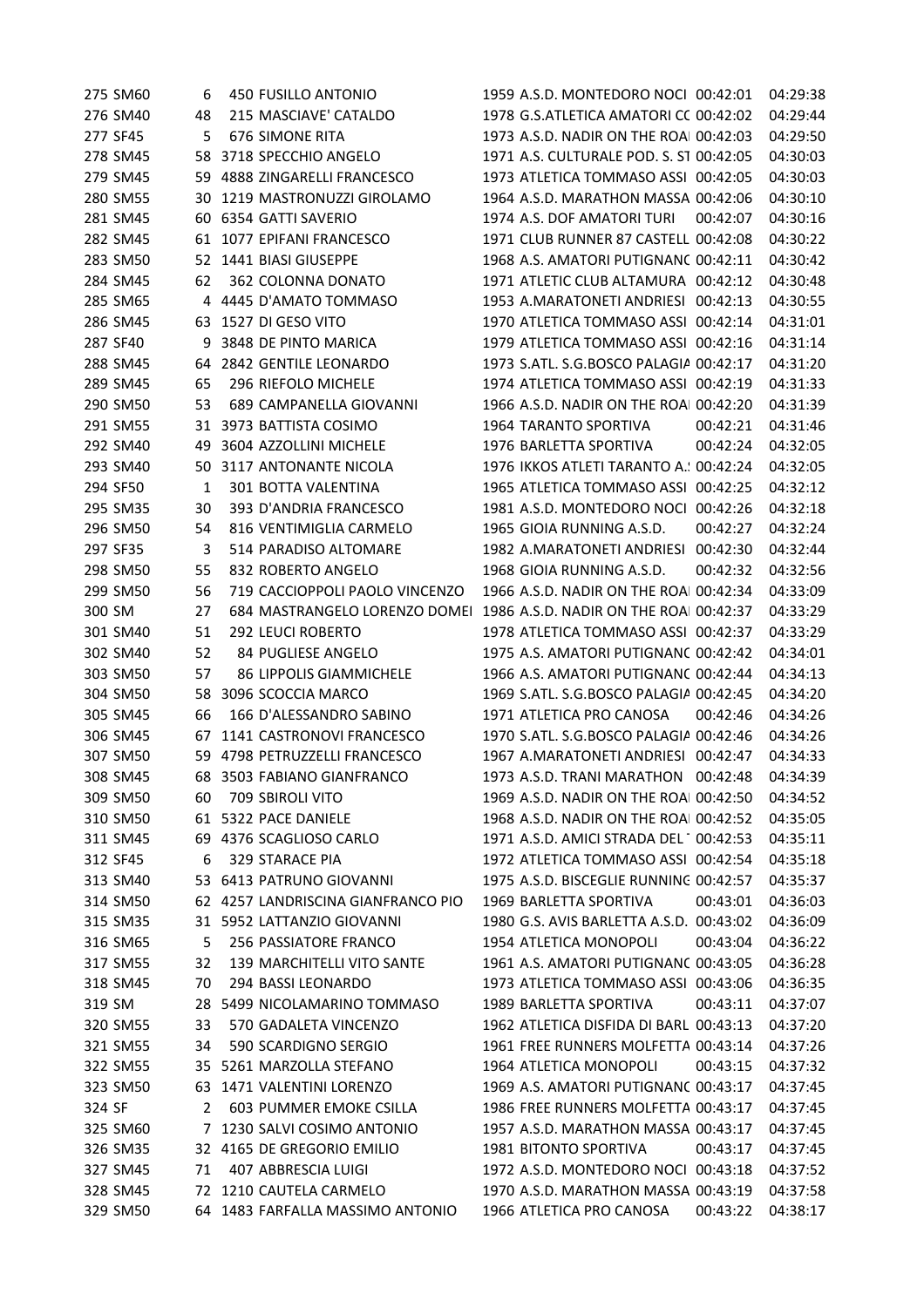| | | | | | | | | |
|---|---|---|---|---|---|---|---|---|
| 275 | SM60 | 6 | 450 | FUSILLO ANTONIO | 1959 | A.S.D. MONTEDORO NOCI | 00:42:01 | 04:29:38 |
| 276 | SM40 | 48 | 215 | MASCIAVE' CATALDO | 1978 | G.S.ATLETICA AMATORI CC | 00:42:02 | 04:29:44 |
| 277 | SF45 | 5 | 676 | SIMONE RITA | 1973 | A.S.D. NADIR ON THE ROA | 00:42:03 | 04:29:50 |
| 278 | SM45 | 58 | 3718 | SPECCHIO ANGELO | 1971 | A.S. CULTURALE POD. S. ST | 00:42:05 | 04:30:03 |
| 279 | SM45 | 59 | 4888 | ZINGARELLI FRANCESCO | 1973 | ATLETICA TOMMASO ASSI | 00:42:05 | 04:30:03 |
| 280 | SM55 | 30 | 1219 | MASTRONUZZI GIROLAMO | 1964 | A.S.D. MARATHON MASSA | 00:42:06 | 04:30:10 |
| 281 | SM45 | 60 | 6354 | GATTI SAVERIO | 1974 | A.S. DOF AMATORI TURI | 00:42:07 | 04:30:16 |
| 282 | SM45 | 61 | 1077 | EPIFANI FRANCESCO | 1971 | CLUB RUNNER 87 CASTELL | 00:42:08 | 04:30:22 |
| 283 | SM50 | 52 | 1441 | BIASI GIUSEPPE | 1968 | A.S. AMATORI PUTIGNANC | 00:42:11 | 04:30:42 |
| 284 | SM45 | 62 | 362 | COLONNA DONATO | 1971 | ATLETIC CLUB ALTAMURA | 00:42:12 | 04:30:48 |
| 285 | SM65 | 4 | 4445 | D'AMATO TOMMASO | 1953 | A.MARATONETI ANDRIESI | 00:42:13 | 04:30:55 |
| 286 | SM45 | 63 | 1527 | DI GESO VITO | 1970 | ATLETICA TOMMASO ASSI | 00:42:14 | 04:31:01 |
| 287 | SF40 | 9 | 3848 | DE PINTO MARICA | 1979 | ATLETICA TOMMASO ASSI | 00:42:16 | 04:31:14 |
| 288 | SM45 | 64 | 2842 | GENTILE LEONARDO | 1973 | S.ATL. S.G.BOSCO PALAGIA | 00:42:17 | 04:31:20 |
| 289 | SM45 | 65 | 296 | RIEFOLO MICHELE | 1974 | ATLETICA TOMMASO ASSI | 00:42:19 | 04:31:33 |
| 290 | SM50 | 53 | 689 | CAMPANELLA GIOVANNI | 1966 | A.S.D. NADIR ON THE ROA | 00:42:20 | 04:31:39 |
| 291 | SM55 | 31 | 3973 | BATTISTA COSIMO | 1964 | TARANTO SPORTIVA | 00:42:21 | 04:31:46 |
| 292 | SM40 | 49 | 3604 | AZZOLLINI MICHELE | 1976 | BARLETTA SPORTIVA | 00:42:24 | 04:32:05 |
| 293 | SM40 | 50 | 3117 | ANTONANTE NICOLA | 1976 | IKKOS ATLETI TARANTO A.: | 00:42:24 | 04:32:05 |
| 294 | SF50 | 1 | 301 | BOTTA VALENTINA | 1965 | ATLETICA TOMMASO ASSI | 00:42:25 | 04:32:12 |
| 295 | SM35 | 30 | 393 | D'ANDRIA FRANCESCO | 1981 | A.S.D. MONTEDORO NOCI | 00:42:26 | 04:32:18 |
| 296 | SM50 | 54 | 816 | VENTIMIGLIA CARMELO | 1965 | GIOIA RUNNING A.S.D. | 00:42:27 | 04:32:24 |
| 297 | SF35 | 3 | 514 | PARADISO ALTOMARE | 1982 | A.MARATONETI ANDRIESI | 00:42:30 | 04:32:44 |
| 298 | SM50 | 55 | 832 | ROBERTO ANGELO | 1968 | GIOIA RUNNING A.S.D. | 00:42:32 | 04:32:56 |
| 299 | SM50 | 56 | 719 | CACCIOPPOLI PAOLO VINCENZO | 1966 | A.S.D. NADIR ON THE ROA | 00:42:34 | 04:33:09 |
| 300 | SM | 27 | 684 | MASTRANGELO LORENZO DOMEI | 1986 | A.S.D. NADIR ON THE ROA | 00:42:37 | 04:33:29 |
| 301 | SM40 | 51 | 292 | LEUCI ROBERTO | 1978 | ATLETICA TOMMASO ASSI | 00:42:37 | 04:33:29 |
| 302 | SM40 | 52 | 84 | PUGLIESE ANGELO | 1975 | A.S. AMATORI PUTIGNANC | 00:42:42 | 04:34:01 |
| 303 | SM50 | 57 | 86 | LIPPOLIS GIAMMICHELE | 1966 | A.S. AMATORI PUTIGNANC | 00:42:44 | 04:34:13 |
| 304 | SM50 | 58 | 3096 | SCOCCIA MARCO | 1969 | S.ATL. S.G.BOSCO PALAGIA | 00:42:45 | 04:34:20 |
| 305 | SM45 | 66 | 166 | D'ALESSANDRO SABINO | 1971 | ATLETICA PRO CANOSA | 00:42:46 | 04:34:26 |
| 306 | SM45 | 67 | 1141 | CASTRONOVI FRANCESCO | 1970 | S.ATL. S.G.BOSCO PALAGIA | 00:42:46 | 04:34:26 |
| 307 | SM50 | 59 | 4798 | PETRUZZELLI FRANCESCO | 1967 | A.MARATONETI ANDRIESI | 00:42:47 | 04:34:33 |
| 308 | SM45 | 68 | 3503 | FABIANO GIANFRANCO | 1973 | A.S.D. TRANI MARATHON | 00:42:48 | 04:34:39 |
| 309 | SM50 | 60 | 709 | SBIROLI VITO | 1969 | A.S.D. NADIR ON THE ROA | 00:42:50 | 04:34:52 |
| 310 | SM50 | 61 | 5322 | PACE DANIELE | 1968 | A.S.D. NADIR ON THE ROA | 00:42:52 | 04:35:05 |
| 311 | SM45 | 69 | 4376 | SCAGLIOSO CARLO | 1971 | A.S.D. AMICI STRADA DEL | 00:42:53 | 04:35:11 |
| 312 | SF45 | 6 | 329 | STARACE PIA | 1972 | ATLETICA TOMMASO ASSI | 00:42:54 | 04:35:18 |
| 313 | SM40 | 53 | 6413 | PATRUNO GIOVANNI | 1975 | A.S.D. BISCEGLIE RUNNING | 00:42:57 | 04:35:37 |
| 314 | SM50 | 62 | 4257 | LANDRISCINA GIANFRANCO PIO | 1969 | BARLETTA SPORTIVA | 00:43:01 | 04:36:03 |
| 315 | SM35 | 31 | 5952 | LATTANZIO GIOVANNI | 1980 | G.S. AVIS BARLETTA A.S.D. | 00:43:02 | 04:36:09 |
| 316 | SM65 | 5 | 256 | PASSIATORE FRANCO | 1954 | ATLETICA MONOPOLI | 00:43:04 | 04:36:22 |
| 317 | SM55 | 32 | 139 | MARCHITELLI VITO SANTE | 1961 | A.S. AMATORI PUTIGNANC | 00:43:05 | 04:36:28 |
| 318 | SM45 | 70 | 294 | BASSI LEONARDO | 1973 | ATLETICA TOMMASO ASSI | 00:43:06 | 04:36:35 |
| 319 | SM | 28 | 5499 | NICOLAMARINO TOMMASO | 1989 | BARLETTA SPORTIVA | 00:43:11 | 04:37:07 |
| 320 | SM55 | 33 | 570 | GADALETA VINCENZO | 1962 | ATLETICA DISFIDA DI BARL | 00:43:13 | 04:37:20 |
| 321 | SM55 | 34 | 590 | SCARDIGNO SERGIO | 1961 | FREE RUNNERS MOLFETTA | 00:43:14 | 04:37:26 |
| 322 | SM55 | 35 | 5261 | MARZOLLA STEFANO | 1964 | ATLETICA MONOPOLI | 00:43:15 | 04:37:32 |
| 323 | SM50 | 63 | 1471 | VALENTINI LORENZO | 1969 | A.S. AMATORI PUTIGNANC | 00:43:17 | 04:37:45 |
| 324 | SF | 2 | 603 | PUMMER EMOKE CSILLA | 1986 | FREE RUNNERS MOLFETTA | 00:43:17 | 04:37:45 |
| 325 | SM60 | 7 | 1230 | SALVI COSIMO ANTONIO | 1957 | A.S.D. MARATHON MASSA | 00:43:17 | 04:37:45 |
| 326 | SM35 | 32 | 4165 | DE GREGORIO EMILIO | 1981 | BITONTO SPORTIVA | 00:43:17 | 04:37:45 |
| 327 | SM45 | 71 | 407 | ABBRESCIA LUIGI | 1972 | A.S.D. MONTEDORO NOCI | 00:43:18 | 04:37:52 |
| 328 | SM45 | 72 | 1210 | CAUTELA CARMELO | 1970 | A.S.D. MARATHON MASSA | 00:43:19 | 04:37:58 |
| 329 | SM50 | 64 | 1483 | FARFALLA MASSIMO ANTONIO | 1966 | ATLETICA PRO CANOSA | 00:43:22 | 04:38:17 |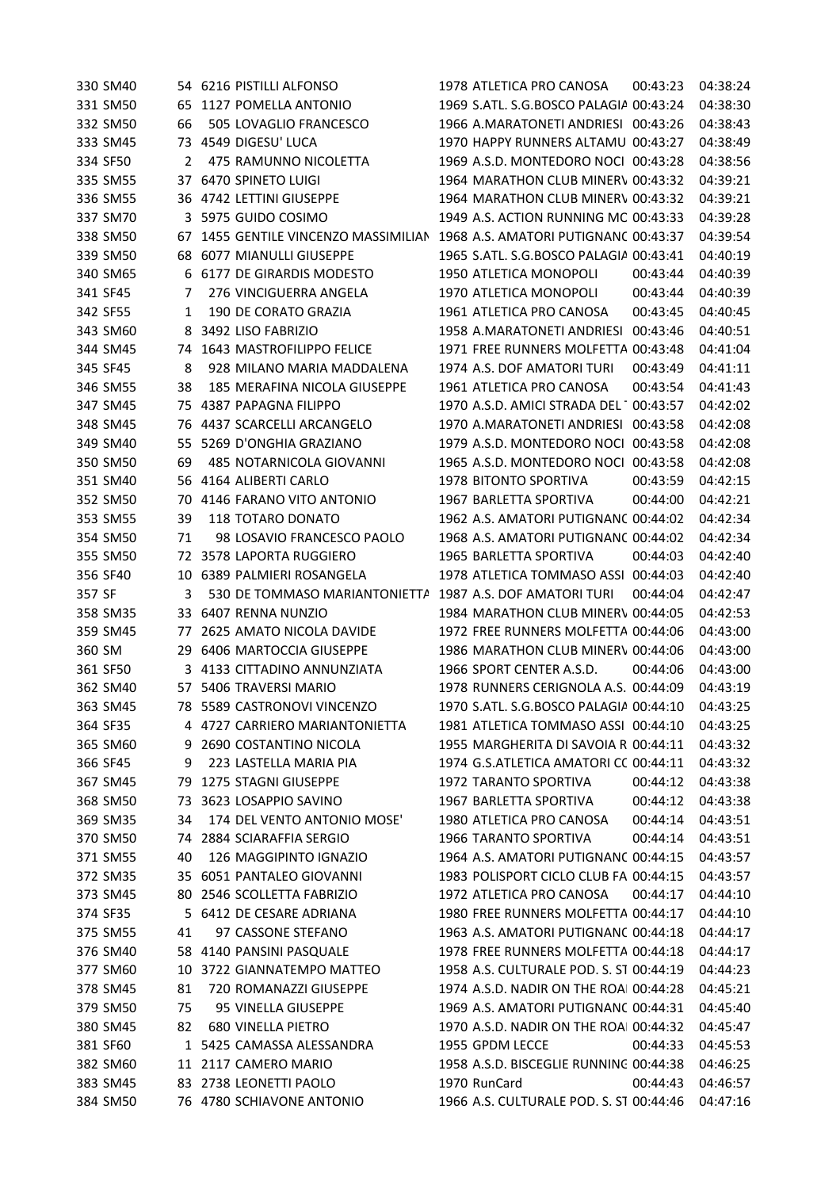| | | | | | | | | |
|---|---|---|---|---|---|---|---|---|
| 330 | SM40 | 54 | 6216 | PISTILLI ALFONSO | 1978 | ATLETICA PRO CANOSA | 00:43:23 | 04:38:24 |
| 331 | SM50 | 65 | 1127 | POMELLA ANTONIO | 1969 | S.ATL. S.G.BOSCO PALAGIA | 00:43:24 | 04:38:30 |
| 332 | SM50 | 66 | 505 | LOVAGLIO FRANCESCO | 1966 | A.MARATONETI ANDRIESI | 00:43:26 | 04:38:43 |
| 333 | SM45 | 73 | 4549 | DIGESU' LUCA | 1970 | HAPPY RUNNERS ALTAMU | 00:43:27 | 04:38:49 |
| 334 | SF50 | 2 | 475 | RAMUNNO NICOLETTA | 1969 | A.S.D. MONTEDORO NOCI | 00:43:28 | 04:38:56 |
| 335 | SM55 | 37 | 6470 | SPINETO LUIGI | 1964 | MARATHON CLUB MINERV | 00:43:32 | 04:39:21 |
| 336 | SM55 | 36 | 4742 | LETTINI GIUSEPPE | 1964 | MARATHON CLUB MINERV | 00:43:32 | 04:39:21 |
| 337 | SM70 | 3 | 5975 | GUIDO COSIMO | 1949 | A.S. ACTION RUNNING MC | 00:43:33 | 04:39:28 |
| 338 | SM50 | 67 | 1455 | GENTILE VINCENZO MASSIMILIAN | 1968 | A.S. AMATORI PUTIGNANC | 00:43:37 | 04:39:54 |
| 339 | SM50 | 68 | 6077 | MIANULLI GIUSEPPE | 1965 | S.ATL. S.G.BOSCO PALAGIA | 00:43:41 | 04:40:19 |
| 340 | SM65 | 6 | 6177 | DE GIRARDIS MODESTO | 1950 | ATLETICA MONOPOLI | 00:43:44 | 04:40:39 |
| 341 | SF45 | 7 | 276 | VINCIGUERRA ANGELA | 1970 | ATLETICA MONOPOLI | 00:43:44 | 04:40:39 |
| 342 | SF55 | 1 | 190 | DE CORATO GRAZIA | 1961 | ATLETICA PRO CANOSA | 00:43:45 | 04:40:45 |
| 343 | SM60 | 8 | 3492 | LISO FABRIZIO | 1958 | A.MARATONETI ANDRIESI | 00:43:46 | 04:40:51 |
| 344 | SM45 | 74 | 1643 | MASTROFILIPPO FELICE | 1971 | FREE RUNNERS MOLFETTA | 00:43:48 | 04:41:04 |
| 345 | SF45 | 8 | 928 | MILANO MARIA MADDALENA | 1974 | A.S. DOF AMATORI TURI | 00:43:49 | 04:41:11 |
| 346 | SM55 | 38 | 185 | MERAFINA NICOLA GIUSEPPE | 1961 | ATLETICA PRO CANOSA | 00:43:54 | 04:41:43 |
| 347 | SM45 | 75 | 4387 | PAPAGNA FILIPPO | 1970 | A.S.D. AMICI STRADA DEL | 00:43:57 | 04:42:02 |
| 348 | SM45 | 76 | 4437 | SCARCELLI ARCANGELO | 1970 | A.MARATONETI ANDRIESI | 00:43:58 | 04:42:08 |
| 349 | SM40 | 55 | 5269 | D'ONGHIA GRAZIANO | 1979 | A.S.D. MONTEDORO NOCI | 00:43:58 | 04:42:08 |
| 350 | SM50 | 69 | 485 | NOTARNICOLA GIOVANNI | 1965 | A.S.D. MONTEDORO NOCI | 00:43:58 | 04:42:08 |
| 351 | SM40 | 56 | 4164 | ALIBERTI CARLO | 1978 | BITONTO SPORTIVA | 00:43:59 | 04:42:15 |
| 352 | SM50 | 70 | 4146 | FARANO VITO ANTONIO | 1967 | BARLETTA SPORTIVA | 00:44:00 | 04:42:21 |
| 353 | SM55 | 39 | 118 | TOTARO DONATO | 1962 | A.S. AMATORI PUTIGNANC | 00:44:02 | 04:42:34 |
| 354 | SM50 | 71 | 98 | LOSAVIO FRANCESCO PAOLO | 1968 | A.S. AMATORI PUTIGNANC | 00:44:02 | 04:42:34 |
| 355 | SM50 | 72 | 3578 | LAPORTA RUGGIERO | 1965 | BARLETTA SPORTIVA | 00:44:03 | 04:42:40 |
| 356 | SF40 | 10 | 6389 | PALMIERI ROSANGELA | 1978 | ATLETICA TOMMASO ASSI | 00:44:03 | 04:42:40 |
| 357 | SF | 3 | 530 | DE TOMMASO MARIANTONIETTA | 1987 | A.S. DOF AMATORI TURI | 00:44:04 | 04:42:47 |
| 358 | SM35 | 33 | 6407 | RENNA NUNZIO | 1984 | MARATHON CLUB MINERV | 00:44:05 | 04:42:53 |
| 359 | SM45 | 77 | 2625 | AMATO NICOLA DAVIDE | 1972 | FREE RUNNERS MOLFETTA | 00:44:06 | 04:43:00 |
| 360 | SM | 29 | 6406 | MARTOCCIA GIUSEPPE | 1986 | MARATHON CLUB MINERV | 00:44:06 | 04:43:00 |
| 361 | SF50 | 3 | 4133 | CITTADINO ANNUNZIATA | 1966 | SPORT CENTER A.S.D. | 00:44:06 | 04:43:00 |
| 362 | SM40 | 57 | 5406 | TRAVERSI MARIO | 1978 | RUNNERS CERIGNOLA A.S. | 00:44:09 | 04:43:19 |
| 363 | SM45 | 78 | 5589 | CASTRONOVI VINCENZO | 1970 | S.ATL. S.G.BOSCO PALAGIA | 00:44:10 | 04:43:25 |
| 364 | SF35 | 4 | 4727 | CARRIERO MARIANTONIETTA | 1981 | ATLETICA TOMMASO ASSI | 00:44:10 | 04:43:25 |
| 365 | SM60 | 9 | 2690 | COSTANTINO NICOLA | 1955 | MARGHERITA DI SAVOIA R | 00:44:11 | 04:43:32 |
| 366 | SF45 | 9 | 223 | LASTELLA MARIA PIA | 1974 | G.S.ATLETICA AMATORI CC | 00:44:11 | 04:43:32 |
| 367 | SM45 | 79 | 1275 | STAGNI GIUSEPPE | 1972 | TARANTO SPORTIVA | 00:44:12 | 04:43:38 |
| 368 | SM50 | 73 | 3623 | LOSAPPIO SAVINO | 1967 | BARLETTA SPORTIVA | 00:44:12 | 04:43:38 |
| 369 | SM35 | 34 | 174 | DEL VENTO ANTONIO MOSE' | 1980 | ATLETICA PRO CANOSA | 00:44:14 | 04:43:51 |
| 370 | SM50 | 74 | 2884 | SCIARAFFIA SERGIO | 1966 | TARANTO SPORTIVA | 00:44:14 | 04:43:51 |
| 371 | SM55 | 40 | 126 | MAGGIPINTO IGNAZIO | 1964 | A.S. AMATORI PUTIGNANC | 00:44:15 | 04:43:57 |
| 372 | SM35 | 35 | 6051 | PANTALEO GIOVANNI | 1983 | POLISPORT CICLO CLUB FA | 00:44:15 | 04:43:57 |
| 373 | SM45 | 80 | 2546 | SCOLLETTA FABRIZIO | 1972 | ATLETICA PRO CANOSA | 00:44:17 | 04:44:10 |
| 374 | SF35 | 5 | 6412 | DE CESARE ADRIANA | 1980 | FREE RUNNERS MOLFETTA | 00:44:17 | 04:44:10 |
| 375 | SM55 | 41 | 97 | CASSONE STEFANO | 1963 | A.S. AMATORI PUTIGNANC | 00:44:18 | 04:44:17 |
| 376 | SM40 | 58 | 4140 | PANSINI PASQUALE | 1978 | FREE RUNNERS MOLFETTA | 00:44:18 | 04:44:17 |
| 377 | SM60 | 10 | 3722 | GIANNATEMPO MATTEO | 1958 | A.S. CULTURALE POD. S. ST | 00:44:19 | 04:44:23 |
| 378 | SM45 | 81 | 720 | ROMANAZZI GIUSEPPE | 1974 | A.S.D. NADIR ON THE ROA | 00:44:28 | 04:45:21 |
| 379 | SM50 | 75 | 95 | VINELLA GIUSEPPE | 1969 | A.S. AMATORI PUTIGNANC | 00:44:31 | 04:45:40 |
| 380 | SM45 | 82 | 680 | VINELLA PIETRO | 1970 | A.S.D. NADIR ON THE ROA | 00:44:32 | 04:45:47 |
| 381 | SF60 | 1 | 5425 | CAMASSA ALESSANDRA | 1955 | GPDM LECCE | 00:44:33 | 04:45:53 |
| 382 | SM60 | 11 | 2117 | CAMERO MARIO | 1958 | A.S.D. BISCEGLIE RUNNING | 00:44:38 | 04:46:25 |
| 383 | SM45 | 83 | 2738 | LEONETTI PAOLO | 1970 | RunCard | 00:44:43 | 04:46:57 |
| 384 | SM50 | 76 | 4780 | SCHIAVONE ANTONIO | 1966 | A.S. CULTURALE POD. S. ST | 00:44:46 | 04:47:16 |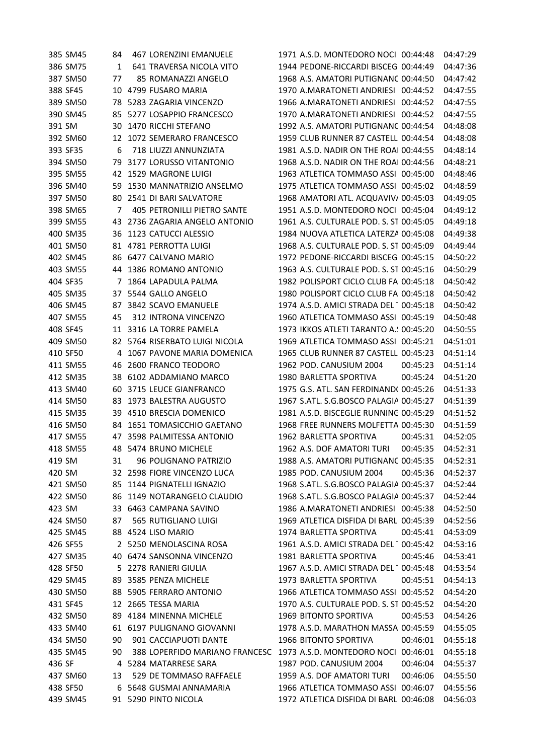| | | | | | | | | |
|---|---|---|---|---|---|---|---|---|
| 385 | SM45 | 84 | 467 | LORENZINI EMANUELE | 1971 | A.S.D. MONTEDORO NOCI | 00:44:48 | 04:47:29 |
| 386 | SM75 | 1 | 641 | TRAVERSA NICOLA VITO | 1944 | PEDONE-RICCARDI BISCEG | 00:44:49 | 04:47:36 |
| 387 | SM50 | 77 | 85 | ROMANAZZI ANGELO | 1968 | A.S. AMATORI PUTIGNANO | 00:44:50 | 04:47:42 |
| 388 | SF45 | 10 | 4799 | FUSARO MARIA | 1970 | A.MARATONETI ANDRIESI | 00:44:52 | 04:47:55 |
| 389 | SM50 | 78 | 5283 | ZAGARIA VINCENZO | 1966 | A.MARATONETI ANDRIESI | 00:44:52 | 04:47:55 |
| 390 | SM45 | 85 | 5277 | LOSAPPIO FRANCESCO | 1970 | A.MARATONETI ANDRIESI | 00:44:52 | 04:47:55 |
| 391 | SM | 30 | 1470 | RICCHI STEFANO | 1992 | A.S. AMATORI PUTIGNANO | 00:44:54 | 04:48:08 |
| 392 | SM60 | 12 | 1072 | SEMERARO FRANCESCO | 1959 | CLUB RUNNER 87 CASTELL | 00:44:54 | 04:48:08 |
| 393 | SF35 | 6 | 718 | LIUZZI ANNUNZIATA | 1981 | A.S.D. NADIR ON THE ROAI | 00:44:55 | 04:48:14 |
| 394 | SM50 | 79 | 3177 | LORUSSO VITANTONIO | 1968 | A.S.D. NADIR ON THE ROAI | 00:44:56 | 04:48:21 |
| 395 | SM55 | 42 | 1529 | MAGRONE LUIGI | 1963 | ATLETICA TOMMASO ASSI | 00:45:00 | 04:48:46 |
| 396 | SM40 | 59 | 1530 | MANNATRIZIO ANSELMO | 1975 | ATLETICA TOMMASO ASSI | 00:45:02 | 04:48:59 |
| 397 | SM50 | 80 | 2541 | DI BARI SALVATORE | 1968 | AMATORI ATL. ACQUAVIV/ | 00:45:03 | 04:49:05 |
| 398 | SM65 | 7 | 405 | PETRONILLI PIETRO SANTE | 1951 | A.S.D. MONTEDORO NOCI | 00:45:04 | 04:49:12 |
| 399 | SM55 | 43 | 2736 | ZAGARIA ANGELO ANTONIO | 1961 | A.S. CULTURALE POD. S. ST | 00:45:05 | 04:49:18 |
| 400 | SM35 | 36 | 1123 | CATUCCI ALESSIO | 1984 | NUOVA ATLETICA LATERZA | 00:45:08 | 04:49:38 |
| 401 | SM50 | 81 | 4781 | PERROTTA LUIGI | 1968 | A.S. CULTURALE POD. S. ST | 00:45:09 | 04:49:44 |
| 402 | SM45 | 86 | 6477 | CALVANO MARIO | 1972 | PEDONE-RICCARDI BISCEG | 00:45:15 | 04:50:22 |
| 403 | SM55 | 44 | 1386 | ROMANO ANTONIO | 1963 | A.S. CULTURALE POD. S. ST | 00:45:16 | 04:50:29 |
| 404 | SF35 | 7 | 1864 | LAPADULA PALMA | 1982 | POLISPORT CICLO CLUB FA | 00:45:18 | 04:50:42 |
| 405 | SM35 | 37 | 5544 | GALLO ANGELO | 1980 | POLISPORT CICLO CLUB FA | 00:45:18 | 04:50:42 |
| 406 | SM45 | 87 | 3842 | SCAVO EMANUELE | 1974 | A.S.D. AMICI STRADA DEL | 00:45:18 | 04:50:42 |
| 407 | SM55 | 45 | 312 | INTRONA VINCENZO | 1960 | ATLETICA TOMMASO ASSI | 00:45:19 | 04:50:48 |
| 408 | SF45 | 11 | 3316 | LA TORRE PAMELA | 1973 | IKKOS ATLETI TARANTO A.: | 00:45:20 | 04:50:55 |
| 409 | SM50 | 82 | 5764 | RISERBATO LUIGI NICOLA | 1969 | ATLETICA TOMMASO ASSI | 00:45:21 | 04:51:01 |
| 410 | SF50 | 4 | 1067 | PAVONE MARIA DOMENICA | 1965 | CLUB RUNNER 87 CASTELL | 00:45:23 | 04:51:14 |
| 411 | SM55 | 46 | 2600 | FRANCO TEODORO | 1962 | POD. CANUSIUM 2004 | 00:45:23 | 04:51:14 |
| 412 | SM35 | 38 | 6102 | ADDAMIANO MARCO | 1980 | BARLETTA SPORTIVA | 00:45:24 | 04:51:20 |
| 413 | SM40 | 60 | 3715 | LEUCE GIANFRANCO | 1975 | G.S. ATL. SAN FERDINAND( | 00:45:26 | 04:51:33 |
| 414 | SM50 | 83 | 1973 | BALESTRA AUGUSTO | 1967 | S.ATL. S.G.BOSCO PALAGIA | 00:45:27 | 04:51:39 |
| 415 | SM35 | 39 | 4510 | BRESCIA DOMENICO | 1981 | A.S.D. BISCEGLIE RUNNING | 00:45:29 | 04:51:52 |
| 416 | SM50 | 84 | 1651 | TOMASICCHIO GAETANO | 1968 | FREE RUNNERS MOLFETTA | 00:45:30 | 04:51:59 |
| 417 | SM55 | 47 | 3598 | PALMITESSA ANTONIO | 1962 | BARLETTA SPORTIVA | 00:45:31 | 04:52:05 |
| 418 | SM55 | 48 | 5474 | BRUNO MICHELE | 1962 | A.S. DOF AMATORI TURI | 00:45:35 | 04:52:31 |
| 419 | SM | 31 | 96 | POLIGNANO PATRIZIO | 1988 | A.S. AMATORI PUTIGNANO | 00:45:35 | 04:52:31 |
| 420 | SM | 32 | 2598 | FIORE VINCENZO LUCA | 1985 | POD. CANUSIUM 2004 | 00:45:36 | 04:52:37 |
| 421 | SM50 | 85 | 1144 | PIGNATELLI IGNAZIO | 1968 | S.ATL. S.G.BOSCO PALAGIA | 00:45:37 | 04:52:44 |
| 422 | SM50 | 86 | 1149 | NOTARANGELO CLAUDIO | 1968 | S.ATL. S.G.BOSCO PALAGIA | 00:45:37 | 04:52:44 |
| 423 | SM | 33 | 6463 | CAMPANA SAVINO | 1986 | A.MARATONETI ANDRIESI | 00:45:38 | 04:52:50 |
| 424 | SM50 | 87 | 565 | RUTIGLIANO LUIGI | 1969 | ATLETICA DISFIDA DI BARL | 00:45:39 | 04:52:56 |
| 425 | SM45 | 88 | 4524 | LISO MARIO | 1974 | BARLETTA SPORTIVA | 00:45:41 | 04:53:09 |
| 426 | SF55 | 2 | 5250 | MENOLASCINA ROSA | 1961 | A.S.D. AMICI STRADA DEL | 00:45:42 | 04:53:16 |
| 427 | SM35 | 40 | 6474 | SANSONNA VINCENZO | 1981 | BARLETTA SPORTIVA | 00:45:46 | 04:53:41 |
| 428 | SF50 | 5 | 2278 | RANIERI GIULIA | 1967 | A.S.D. AMICI STRADA DEL | 00:45:48 | 04:53:54 |
| 429 | SM45 | 89 | 3585 | PENZA MICHELE | 1973 | BARLETTA SPORTIVA | 00:45:51 | 04:54:13 |
| 430 | SM50 | 88 | 5905 | FERRARO ANTONIO | 1966 | ATLETICA TOMMASO ASSI | 00:45:52 | 04:54:20 |
| 431 | SF45 | 12 | 2665 | TESSA MARIA | 1970 | A.S. CULTURALE POD. S. ST | 00:45:52 | 04:54:20 |
| 432 | SM50 | 89 | 4184 | MINENNA MICHELE | 1969 | BITONTO SPORTIVA | 00:45:53 | 04:54:26 |
| 433 | SM40 | 61 | 6197 | PULIGNANO GIOVANNI | 1978 | A.S.D. MARATHON MASSA | 00:45:59 | 04:55:05 |
| 434 | SM50 | 90 | 901 | CACCIAPUOTI DANTE | 1966 | BITONTO SPORTIVA | 00:46:01 | 04:55:18 |
| 435 | SM45 | 90 | 388 | LOPERFIDO MARIANO FRANCESC | 1973 | A.S.D. MONTEDORO NOCI | 00:46:01 | 04:55:18 |
| 436 | SF | 4 | 5284 | MATARRESE SARA | 1987 | POD. CANUSIUM 2004 | 00:46:04 | 04:55:37 |
| 437 | SM60 | 13 | 529 | DE TOMMASO RAFFAELE | 1959 | A.S. DOF AMATORI TURI | 00:46:06 | 04:55:50 |
| 438 | SF50 | 6 | 5648 | GUSMAI ANNAMARIA | 1966 | ATLETICA TOMMASO ASSI | 00:46:07 | 04:55:56 |
| 439 | SM45 | 91 | 5290 | PINTO NICOLA | 1972 | ATLETICA DISFIDA DI BARL | 00:46:08 | 04:56:03 |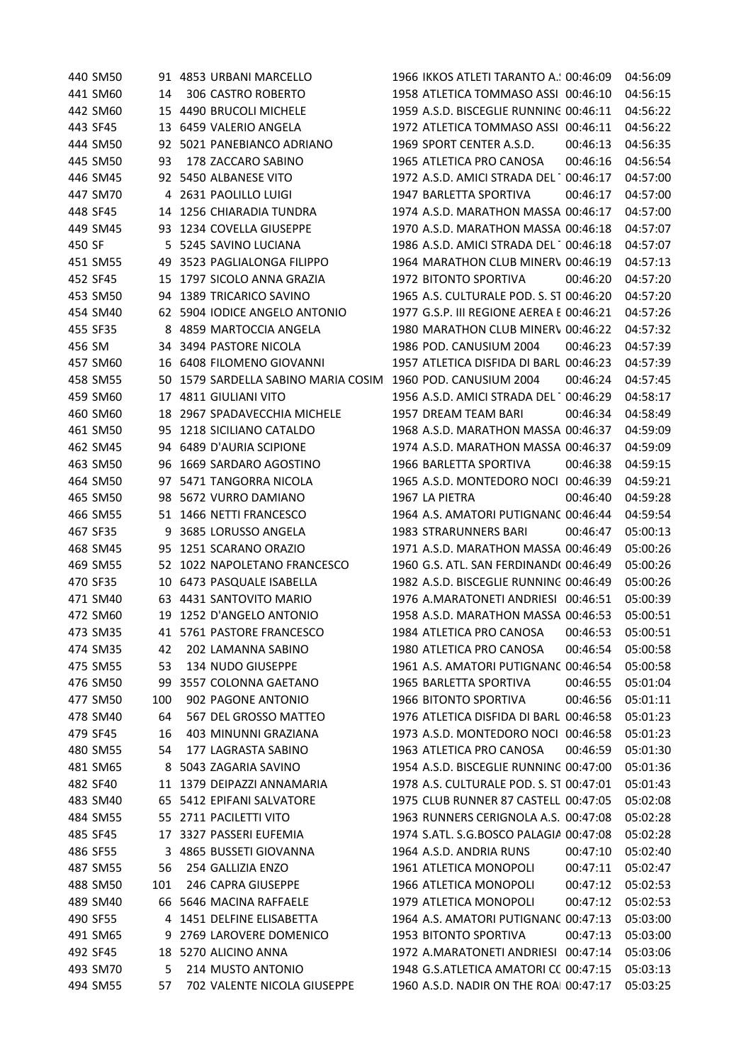| 440 SM50 | 91 | 4853 URBANI MARCELLO | 1966 IKKOS ATLETI TARANTO A.: | 00:46:09 | 04:56:09 |
|---|---|---|---|---|---|
| 441 SM60 | 14 | 306 CASTRO ROBERTO | 1958 ATLETICA TOMMASO ASSI | 00:46:10 | 04:56:15 |
| 442 SM60 | 15 | 4490 BRUCOLI MICHELE | 1959 A.S.D. BISCEGLIE RUNNING | 00:46:11 | 04:56:22 |
| 443 SF45 | 13 | 6459 VALERIO ANGELA | 1972 ATLETICA TOMMASO ASSI | 00:46:11 | 04:56:22 |
| 444 SM50 | 92 | 5021 PANEBIANCO ADRIANO | 1969 SPORT CENTER A.S.D. | 00:46:13 | 04:56:35 |
| 445 SM50 | 93 | 178 ZACCARO SABINO | 1965 ATLETICA PRO CANOSA | 00:46:16 | 04:56:54 |
| 446 SM45 | 92 | 5450 ALBANESE VITO | 1972 A.S.D. AMICI STRADA DEL | 00:46:17 | 04:57:00 |
| 447 SM70 | 4 | 2631 PAOLILLO LUIGI | 1947 BARLETTA SPORTIVA | 00:46:17 | 04:57:00 |
| 448 SF45 | 14 | 1256 CHIARADIA TUNDRA | 1974 A.S.D. MARATHON MASSA | 00:46:17 | 04:57:00 |
| 449 SM45 | 93 | 1234 COVELLA GIUSEPPE | 1970 A.S.D. MARATHON MASSA | 00:46:18 | 04:57:07 |
| 450 SF | 5 | 5245 SAVINO LUCIANA | 1986 A.S.D. AMICI STRADA DEL | 00:46:18 | 04:57:07 |
| 451 SM55 | 49 | 3523 PAGLIALONGA FILIPPO | 1964 MARATHON CLUB MINERV | 00:46:19 | 04:57:13 |
| 452 SF45 | 15 | 1797 SICOLO ANNA GRAZIA | 1972 BITONTO SPORTIVA | 00:46:20 | 04:57:20 |
| 453 SM50 | 94 | 1389 TRICARICO SAVINO | 1965 A.S. CULTURALE POD. S. ST | 00:46:20 | 04:57:20 |
| 454 SM40 | 62 | 5904 IODICE ANGELO ANTONIO | 1977 G.S.P. III REGIONE AEREA E | 00:46:21 | 04:57:26 |
| 455 SF35 | 8 | 4859 MARTOCCIA ANGELA | 1980 MARATHON CLUB MINERV | 00:46:22 | 04:57:32 |
| 456 SM | 34 | 3494 PASTORE NICOLA | 1986 POD. CANUSIUM 2004 | 00:46:23 | 04:57:39 |
| 457 SM60 | 16 | 6408 FILOMENO GIOVANNI | 1957 ATLETICA DISFIDA DI BARL | 00:46:23 | 04:57:39 |
| 458 SM55 | 50 | 1579 SARDELLA SABINO MARIA COSIM | 1960 POD. CANUSIUM 2004 | 00:46:24 | 04:57:45 |
| 459 SM60 | 17 | 4811 GIULIANI VITO | 1956 A.S.D. AMICI STRADA DEL | 00:46:29 | 04:58:17 |
| 460 SM60 | 18 | 2967 SPADAVECCHIA MICHELE | 1957 DREAM TEAM BARI | 00:46:34 | 04:58:49 |
| 461 SM50 | 95 | 1218 SICILIANO CATALDO | 1968 A.S.D. MARATHON MASSA | 00:46:37 | 04:59:09 |
| 462 SM45 | 94 | 6489 D'AURIA SCIPIONE | 1974 A.S.D. MARATHON MASSA | 00:46:37 | 04:59:09 |
| 463 SM50 | 96 | 1669 SARDARO AGOSTINO | 1966 BARLETTA SPORTIVA | 00:46:38 | 04:59:15 |
| 464 SM50 | 97 | 5471 TANGORRA NICOLA | 1965 A.S.D. MONTEDORO NOCI | 00:46:39 | 04:59:21 |
| 465 SM50 | 98 | 5672 VURRO DAMIANO | 1967 LA PIETRA | 00:46:40 | 04:59:28 |
| 466 SM55 | 51 | 1466 NETTI FRANCESCO | 1964 A.S. AMATORI PUTIGNANC | 00:46:44 | 04:59:54 |
| 467 SF35 | 9 | 3685 LORUSSO ANGELA | 1983 STRARUNNERS BARI | 00:46:47 | 05:00:13 |
| 468 SM45 | 95 | 1251 SCARANO ORAZIO | 1971 A.S.D. MARATHON MASSA | 00:46:49 | 05:00:26 |
| 469 SM55 | 52 | 1022 NAPOLETANO FRANCESCO | 1960 G.S. ATL. SAN FERDINAND( | 00:46:49 | 05:00:26 |
| 470 SF35 | 10 | 6473 PASQUALE ISABELLA | 1982 A.S.D. BISCEGLIE RUNNING | 00:46:49 | 05:00:26 |
| 471 SM40 | 63 | 4431 SANTOVITO MARIO | 1976 A.MARATONETI ANDRIESI | 00:46:51 | 05:00:39 |
| 472 SM60 | 19 | 1252 D'ANGELO ANTONIO | 1958 A.S.D. MARATHON MASSA | 00:46:53 | 05:00:51 |
| 473 SM35 | 41 | 5761 PASTORE FRANCESCO | 1984 ATLETICA PRO CANOSA | 00:46:53 | 05:00:51 |
| 474 SM35 | 42 | 202 LAMANNA SABINO | 1980 ATLETICA PRO CANOSA | 00:46:54 | 05:00:58 |
| 475 SM55 | 53 | 134 NUDO GIUSEPPE | 1961 A.S. AMATORI PUTIGNANC | 00:46:54 | 05:00:58 |
| 476 SM50 | 99 | 3557 COLONNA GAETANO | 1965 BARLETTA SPORTIVA | 00:46:55 | 05:01:04 |
| 477 SM50 | 100 | 902 PAGONE ANTONIO | 1966 BITONTO SPORTIVA | 00:46:56 | 05:01:11 |
| 478 SM40 | 64 | 567 DEL GROSSO MATTEO | 1976 ATLETICA DISFIDA DI BARL | 00:46:58 | 05:01:23 |
| 479 SF45 | 16 | 403 MINUNNI GRAZIANA | 1973 A.S.D. MONTEDORO NOCI | 00:46:58 | 05:01:23 |
| 480 SM55 | 54 | 177 LAGRASTA SABINO | 1963 ATLETICA PRO CANOSA | 00:46:59 | 05:01:30 |
| 481 SM65 | 8 | 5043 ZAGARIA SAVINO | 1954 A.S.D. BISCEGLIE RUNNING | 00:47:00 | 05:01:36 |
| 482 SF40 | 11 | 1379 DEIPAZZI ANNAMARIA | 1978 A.S. CULTURALE POD. S. ST | 00:47:01 | 05:01:43 |
| 483 SM40 | 65 | 5412 EPIFANI SALVATORE | 1975 CLUB RUNNER 87 CASTELL | 00:47:05 | 05:02:08 |
| 484 SM55 | 55 | 2711 PACILETTI VITO | 1963 RUNNERS CERIGNOLA A.S. | 00:47:08 | 05:02:28 |
| 485 SF45 | 17 | 3327 PASSERI EUFEMIA | 1974 S.ATL. S.G.BOSCO PALAGIA | 00:47:08 | 05:02:28 |
| 486 SF55 | 3 | 4865 BUSSETI GIOVANNA | 1964 A.S.D. ANDRIA RUNS | 00:47:10 | 05:02:40 |
| 487 SM55 | 56 | 254 GALLIZIA ENZO | 1961 ATLETICA MONOPOLI | 00:47:11 | 05:02:47 |
| 488 SM50 | 101 | 246 CAPRA GIUSEPPE | 1966 ATLETICA MONOPOLI | 00:47:12 | 05:02:53 |
| 489 SM40 | 66 | 5646 MACINA RAFFAELE | 1979 ATLETICA MONOPOLI | 00:47:12 | 05:02:53 |
| 490 SF55 | 4 | 1451 DELFINE ELISABETTA | 1964 A.S. AMATORI PUTIGNANC | 00:47:13 | 05:03:00 |
| 491 SM65 | 9 | 2769 LAROVERE DOMENICO | 1953 BITONTO SPORTIVA | 00:47:13 | 05:03:00 |
| 492 SF45 | 18 | 5270 ALICINO ANNA | 1972 A.MARATONETI ANDRIESI | 00:47:14 | 05:03:06 |
| 493 SM70 | 5 | 214 MUSTO ANTONIO | 1948 G.S.ATLETICA AMATORI CC | 00:47:15 | 05:03:13 |
| 494 SM55 | 57 | 702 VALENTE NICOLA GIUSEPPE | 1960 A.S.D. NADIR ON THE ROAI | 00:47:17 | 05:03:25 |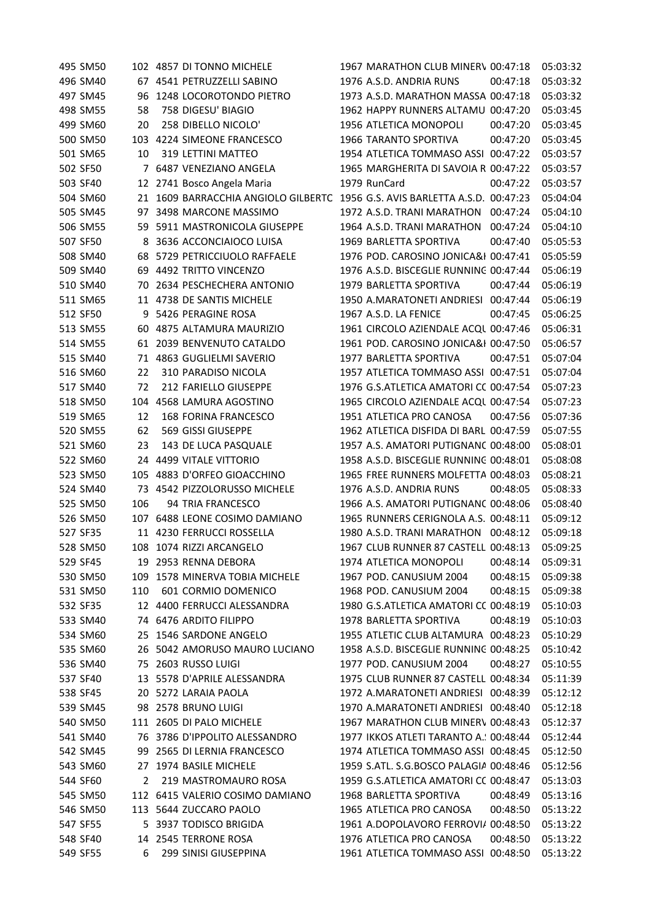| | | | | | | | | |
|---|---|---|---|---|---|---|---|---|
| 495 | SM50 | 102 | 4857 | DI TONNO MICHELE | 1967 | MARATHON CLUB MINERV | 00:47:18 | 05:03:32 |
| 496 | SM40 | 67 | 4541 | PETRUZZELLI SABINO | 1976 | A.S.D. ANDRIA RUNS | 00:47:18 | 05:03:32 |
| 497 | SM45 | 96 | 1248 | LOCOROTONDO PIETRO | 1973 | A.S.D. MARATHON MASSA | 00:47:18 | 05:03:32 |
| 498 | SM55 | 58 | 758 | DIGESU' BIAGIO | 1962 | HAPPY RUNNERS ALTAMU | 00:47:20 | 05:03:45 |
| 499 | SM60 | 20 | 258 | DIBELLO NICOLO' | 1956 | ATLETICA MONOPOLI | 00:47:20 | 05:03:45 |
| 500 | SM50 | 103 | 4224 | SIMEONE FRANCESCO | 1966 | TARANTO SPORTIVA | 00:47:20 | 05:03:45 |
| 501 | SM65 | 10 | 319 | LETTINI MATTEO | 1954 | ATLETICA TOMMASO ASSI | 00:47:22 | 05:03:57 |
| 502 | SF50 | 7 | 6487 | VENEZIANO ANGELA | 1965 | MARGHERITA DI SAVOIA R | 00:47:22 | 05:03:57 |
| 503 | SF40 | 12 | 2741 | Bosco Angela Maria | 1979 | RunCard | 00:47:22 | 05:03:57 |
| 504 | SM60 | 21 | 1609 | BARRACCHIA ANGIOLO GILBERTC | 1956 | G.S. AVIS BARLETTA A.S.D. | 00:47:23 | 05:04:04 |
| 505 | SM45 | 97 | 3498 | MARCONE MASSIMO | 1972 | A.S.D. TRANI MARATHON | 00:47:24 | 05:04:10 |
| 506 | SM55 | 59 | 5911 | MASTRONICOLA GIUSEPPE | 1964 | A.S.D. TRANI MARATHON | 00:47:24 | 05:04:10 |
| 507 | SF50 | 8 | 3636 | ACCONCIAIOCO LUISA | 1969 | BARLETTA SPORTIVA | 00:47:40 | 05:05:53 |
| 508 | SM40 | 68 | 5729 | PETRICCIUOLO RAFFAELE | 1976 | POD. CAROSINO JONICA&I | 00:47:41 | 05:05:59 |
| 509 | SM40 | 69 | 4492 | TRITTO VINCENZO | 1976 | A.S.D. BISCEGLIE RUNNING | 00:47:44 | 05:06:19 |
| 510 | SM40 | 70 | 2634 | PESCHECHERA ANTONIO | 1979 | BARLETTA SPORTIVA | 00:47:44 | 05:06:19 |
| 511 | SM65 | 11 | 4738 | DE SANTIS MICHELE | 1950 | A.MARATONETI ANDRIESI | 00:47:44 | 05:06:19 |
| 512 | SF50 | 9 | 5426 | PERAGINE ROSA | 1967 | A.S.D. LA FENICE | 00:47:45 | 05:06:25 |
| 513 | SM55 | 60 | 4875 | ALTAMURA MAURIZIO | 1961 | CIRCOLO AZIENDALE ACQU | 00:47:46 | 05:06:31 |
| 514 | SM55 | 61 | 2039 | BENVENUTO CATALDO | 1961 | POD. CAROSINO JONICA&I | 00:47:50 | 05:06:57 |
| 515 | SM40 | 71 | 4863 | GUGLIELMI SAVERIO | 1977 | BARLETTA SPORTIVA | 00:47:51 | 05:07:04 |
| 516 | SM60 | 22 | 310 | PARADISO NICOLA | 1957 | ATLETICA TOMMASO ASSI | 00:47:51 | 05:07:04 |
| 517 | SM40 | 72 | 212 | FARIELLO GIUSEPPE | 1976 | G.S.ATLETICA AMATORI CC | 00:47:54 | 05:07:23 |
| 518 | SM50 | 104 | 4568 | LAMURA AGOSTINO | 1965 | CIRCOLO AZIENDALE ACQU | 00:47:54 | 05:07:23 |
| 519 | SM65 | 12 | 168 | FORINA FRANCESCO | 1951 | ATLETICA PRO CANOSA | 00:47:56 | 05:07:36 |
| 520 | SM55 | 62 | 569 | GISSI GIUSEPPE | 1962 | ATLETICA DISFIDA DI BARL | 00:47:59 | 05:07:55 |
| 521 | SM60 | 23 | 143 | DE LUCA PASQUALE | 1957 | A.S. AMATORI PUTIGNANC | 00:48:00 | 05:08:01 |
| 522 | SM60 | 24 | 4499 | VITALE VITTORIO | 1958 | A.S.D. BISCEGLIE RUNNING | 00:48:01 | 05:08:08 |
| 523 | SM50 | 105 | 4883 | D'ORFEO GIOACCHINO | 1965 | FREE RUNNERS MOLFETTA | 00:48:03 | 05:08:21 |
| 524 | SM40 | 73 | 4542 | PIZZOLORUSSO MICHELE | 1976 | A.S.D. ANDRIA RUNS | 00:48:05 | 05:08:33 |
| 525 | SM50 | 106 | 94 | TRIA FRANCESCO | 1966 | A.S. AMATORI PUTIGNANC | 00:48:06 | 05:08:40 |
| 526 | SM50 | 107 | 6488 | LEONE COSIMO DAMIANO | 1965 | RUNNERS CERIGNOLA A.S. | 00:48:11 | 05:09:12 |
| 527 | SF35 | 11 | 4230 | FERRUCCI ROSSELLA | 1980 | A.S.D. TRANI MARATHON | 00:48:12 | 05:09:18 |
| 528 | SM50 | 108 | 1074 | RIZZI ARCANGELO | 1967 | CLUB RUNNER 87 CASTELL | 00:48:13 | 05:09:25 |
| 529 | SF45 | 19 | 2953 | RENNA DEBORA | 1974 | ATLETICA MONOPOLI | 00:48:14 | 05:09:31 |
| 530 | SM50 | 109 | 1578 | MINERVA TOBIA MICHELE | 1967 | POD. CANUSIUM 2004 | 00:48:15 | 05:09:38 |
| 531 | SM50 | 110 | 601 | CORMIO DOMENICO | 1968 | POD. CANUSIUM 2004 | 00:48:15 | 05:09:38 |
| 532 | SF35 | 12 | 4400 | FERRUCCI ALESSANDRA | 1980 | G.S.ATLETICA AMATORI CC | 00:48:19 | 05:10:03 |
| 533 | SM40 | 74 | 6476 | ARDITO FILIPPO | 1978 | BARLETTA SPORTIVA | 00:48:19 | 05:10:03 |
| 534 | SM60 | 25 | 1546 | SARDONE ANGELO | 1955 | ATLETIC CLUB ALTAMURA | 00:48:23 | 05:10:29 |
| 535 | SM60 | 26 | 5042 | AMORUSO MAURO LUCIANO | 1958 | A.S.D. BISCEGLIE RUNNING | 00:48:25 | 05:10:42 |
| 536 | SM40 | 75 | 2603 | RUSSO LUIGI | 1977 | POD. CANUSIUM 2004 | 00:48:27 | 05:10:55 |
| 537 | SF40 | 13 | 5578 | D'APRILE ALESSANDRA | 1975 | CLUB RUNNER 87 CASTELL | 00:48:34 | 05:11:39 |
| 538 | SF45 | 20 | 5272 | LARAIA PAOLA | 1972 | A.MARATONETI ANDRIESI | 00:48:39 | 05:12:12 |
| 539 | SM45 | 98 | 2578 | BRUNO LUIGI | 1970 | A.MARATONETI ANDRIESI | 00:48:40 | 05:12:18 |
| 540 | SM50 | 111 | 2605 | DI PALO MICHELE | 1967 | MARATHON CLUB MINERV | 00:48:43 | 05:12:37 |
| 541 | SM40 | 76 | 3786 | D'IPPOLITO ALESSANDRO | 1977 | IKKOS ATLETI TARANTO A.: | 00:48:44 | 05:12:44 |
| 542 | SM45 | 99 | 2565 | DI LERNIA FRANCESCO | 1974 | ATLETICA TOMMASO ASSI | 00:48:45 | 05:12:50 |
| 543 | SM60 | 27 | 1974 | BASILE MICHELE | 1959 | S.ATL. S.G.BOSCO PALAGIA | 00:48:46 | 05:12:56 |
| 544 | SF60 | 2 | 219 | MASTROMAURO ROSA | 1959 | G.S.ATLETICA AMATORI CC | 00:48:47 | 05:13:03 |
| 545 | SM50 | 112 | 6415 | VALERIO COSIMO DAMIANO | 1968 | BARLETTA SPORTIVA | 00:48:49 | 05:13:16 |
| 546 | SM50 | 113 | 5644 | ZUCCARO PAOLO | 1965 | ATLETICA PRO CANOSA | 00:48:50 | 05:13:22 |
| 547 | SF55 | 5 | 3937 | TODISCO BRIGIDA | 1961 | A.DOPOLAVORO FERROVIA | 00:48:50 | 05:13:22 |
| 548 | SF40 | 14 | 2545 | TERRONE ROSA | 1976 | ATLETICA PRO CANOSA | 00:48:50 | 05:13:22 |
| 549 | SF55 | 6 | 299 | SINISI GIUSEPPINA | 1961 | ATLETICA TOMMASO ASSI | 00:48:50 | 05:13:22 |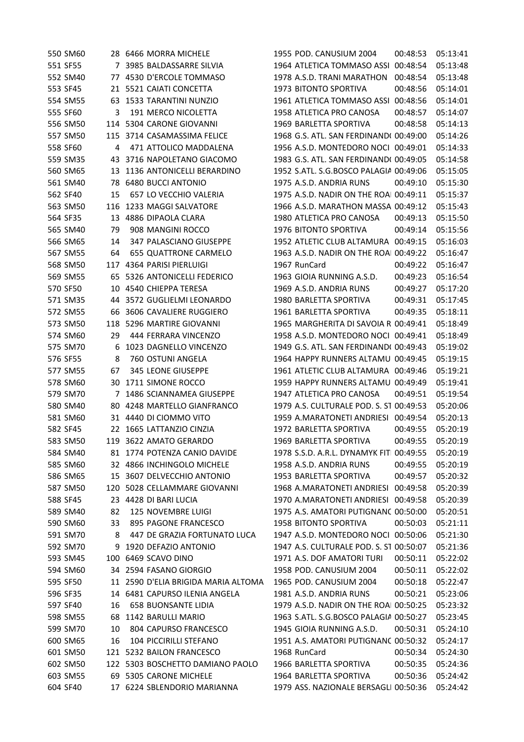| | | | | | | | |
|---|---|---|---|---|---|---|---|
| 550 | SM60 | 28 | 6466 MORRA MICHELE | 1955 | POD. CANUSIUM 2004 | 00:48:53 | 05:13:41 |
| 551 | SF55 | 7 | 3985 BALDASSARRE SILVIA | 1964 | ATLETICA TOMMASO ASSI | 00:48:54 | 05:13:48 |
| 552 | SM40 | 77 | 4530 D'ERCOLE TOMMASO | 1978 | A.S.D. TRANI MARATHON | 00:48:54 | 05:13:48 |
| 553 | SF45 | 21 | 5521 CAIATI CONCETTA | 1973 | BITONTO SPORTIVA | 00:48:56 | 05:14:01 |
| 554 | SM55 | 63 | 1533 TARANTINI NUNZIO | 1961 | ATLETICA TOMMASO ASSI | 00:48:56 | 05:14:01 |
| 555 | SF60 | 3 | 191 MERCO NICOLETTA | 1958 | ATLETICA PRO CANOSA | 00:48:57 | 05:14:07 |
| 556 | SM50 | 114 | 5304 CARONE GIOVANNI | 1969 | BARLETTA SPORTIVA | 00:48:58 | 05:14:13 |
| 557 | SM50 | 115 | 3714 CASAMASSIMA FELICE | 1968 | G.S. ATL. SAN FERDINAND( | 00:49:00 | 05:14:26 |
| 558 | SF60 | 4 | 471 ATTOLICO MADDALENA | 1956 | A.S.D. MONTEDORO NOCI | 00:49:01 | 05:14:33 |
| 559 | SM35 | 43 | 3716 NAPOLETANO GIACOMO | 1983 | G.S. ATL. SAN FERDINAND( | 00:49:05 | 05:14:58 |
| 560 | SM65 | 13 | 1136 ANTONICELLI BERARDINO | 1952 | S.ATL. S.G.BOSCO PALAGIA | 00:49:06 | 05:15:05 |
| 561 | SM40 | 78 | 6480 BUCCI ANTONIO | 1975 | A.S.D. ANDRIA RUNS | 00:49:10 | 05:15:30 |
| 562 | SF40 | 15 | 657 LO VECCHIO VALERIA | 1975 | A.S.D. NADIR ON THE ROA | 00:49:11 | 05:15:37 |
| 563 | SM50 | 116 | 1233 MAGGI SALVATORE | 1966 | A.S.D. MARATHON MASSA | 00:49:12 | 05:15:43 |
| 564 | SF35 | 13 | 4886 DIPAOLA CLARA | 1980 | ATLETICA PRO CANOSA | 00:49:13 | 05:15:50 |
| 565 | SM40 | 79 | 908 MANGINI ROCCO | 1976 | BITONTO SPORTIVA | 00:49:14 | 05:15:56 |
| 566 | SM65 | 14 | 347 PALASCIANO GIUSEPPE | 1952 | ATLETIC CLUB ALTAMURA | 00:49:15 | 05:16:03 |
| 567 | SM55 | 64 | 655 QUATTRONE CARMELO | 1963 | A.S.D. NADIR ON THE ROA | 00:49:22 | 05:16:47 |
| 568 | SM50 | 117 | 4364 PARISI PIERLUIGI | 1967 | RunCard | 00:49:22 | 05:16:47 |
| 569 | SM55 | 65 | 5326 ANTONICELLI FEDERICO | 1963 | GIOIA RUNNING A.S.D. | 00:49:23 | 05:16:54 |
| 570 | SF50 | 10 | 4540 CHIEPPA TERESA | 1969 | A.S.D. ANDRIA RUNS | 00:49:27 | 05:17:20 |
| 571 | SM35 | 44 | 3572 GUGLIELMI LEONARDO | 1980 | BARLETTA SPORTIVA | 00:49:31 | 05:17:45 |
| 572 | SM55 | 66 | 3606 CAVALIERE RUGGIERO | 1961 | BARLETTA SPORTIVA | 00:49:35 | 05:18:11 |
| 573 | SM50 | 118 | 5296 MARTIRE GIOVANNI | 1965 | MARGHERITA DI SAVOIA R | 00:49:41 | 05:18:49 |
| 574 | SM60 | 29 | 444 FERRARA VINCENZO | 1958 | A.S.D. MONTEDORO NOCI | 00:49:41 | 05:18:49 |
| 575 | SM70 | 6 | 1023 DAGNELLO VINCENZO | 1949 | G.S. ATL. SAN FERDINAND( | 00:49:43 | 05:19:02 |
| 576 | SF55 | 8 | 760 OSTUNI ANGELA | 1964 | HAPPY RUNNERS ALTAMU | 00:49:45 | 05:19:15 |
| 577 | SM55 | 67 | 345 LEONE GIUSEPPE | 1961 | ATLETIC CLUB ALTAMURA | 00:49:46 | 05:19:21 |
| 578 | SM60 | 30 | 1711 SIMONE ROCCO | 1959 | HAPPY RUNNERS ALTAMU | 00:49:49 | 05:19:41 |
| 579 | SM70 | 7 | 1486 SCIANNAMEA GIUSEPPE | 1947 | ATLETICA PRO CANOSA | 00:49:51 | 05:19:54 |
| 580 | SM40 | 80 | 4248 MARTELLO GIANFRANCO | 1979 | A.S. CULTURALE POD. S. ST | 00:49:53 | 05:20:06 |
| 581 | SM60 | 31 | 4440 DI CIOMMO VITO | 1959 | A.MARATONETI ANDRIESI | 00:49:54 | 05:20:13 |
| 582 | SF45 | 22 | 1665 LATTANZIO CINZIA | 1972 | BARLETTA SPORTIVA | 00:49:55 | 05:20:19 |
| 583 | SM50 | 119 | 3622 AMATO GERARDO | 1969 | BARLETTA SPORTIVA | 00:49:55 | 05:20:19 |
| 584 | SM40 | 81 | 1774 POTENZA CANIO DAVIDE | 1978 | S.S.D. A.R.L. DYNAMYK FIT | 00:49:55 | 05:20:19 |
| 585 | SM60 | 32 | 4866 INCHINGOLO MICHELE | 1958 | A.S.D. ANDRIA RUNS | 00:49:55 | 05:20:19 |
| 586 | SM65 | 15 | 3607 DELVECCHIO ANTONIO | 1953 | BARLETTA SPORTIVA | 00:49:57 | 05:20:32 |
| 587 | SM50 | 120 | 5028 CELLAMMARE GIOVANNI | 1968 | A.MARATONETI ANDRIESI | 00:49:58 | 05:20:39 |
| 588 | SF45 | 23 | 4428 DI BARI LUCIA | 1970 | A.MARATONETI ANDRIESI | 00:49:58 | 05:20:39 |
| 589 | SM40 | 82 | 125 NOVEMBRE LUIGI | 1975 | A.S. AMATORI PUTIGNANC | 00:50:00 | 05:20:51 |
| 590 | SM60 | 33 | 895 PAGONE FRANCESCO | 1958 | BITONTO SPORTIVA | 00:50:03 | 05:21:11 |
| 591 | SM70 | 8 | 447 DE GRAZIA FORTUNATO LUCA | 1947 | A.S.D. MONTEDORO NOCI | 00:50:06 | 05:21:30 |
| 592 | SM70 | 9 | 1920 DEFAZIO ANTONIO | 1947 | A.S. CULTURALE POD. S. ST | 00:50:07 | 05:21:36 |
| 593 | SM45 | 100 | 6469 SCAVO DINO | 1971 | A.S. DOF AMATORI TURI | 00:50:11 | 05:22:02 |
| 594 | SM60 | 34 | 2594 FASANO GIORGIO | 1958 | POD. CANUSIUM 2004 | 00:50:11 | 05:22:02 |
| 595 | SF50 | 11 | 2590 D'ELIA BRIGIDA MARIA ALTOMA | 1965 | POD. CANUSIUM 2004 | 00:50:18 | 05:22:47 |
| 596 | SF35 | 14 | 6481 CAPURSO ILENIA ANGELA | 1981 | A.S.D. ANDRIA RUNS | 00:50:21 | 05:23:06 |
| 597 | SF40 | 16 | 658 BUONSANTE LIDIA | 1979 | A.S.D. NADIR ON THE ROA | 00:50:25 | 05:23:32 |
| 598 | SM55 | 68 | 1142 BARULLI MARIO | 1963 | S.ATL. S.G.BOSCO PALAGIA | 00:50:27 | 05:23:45 |
| 599 | SM70 | 10 | 804 CAPURSO FRANCESCO | 1945 | GIOIA RUNNING A.S.D. | 00:50:31 | 05:24:10 |
| 600 | SM65 | 16 | 104 PICCIRILLI STEFANO | 1951 | A.S. AMATORI PUTIGNANC | 00:50:32 | 05:24:17 |
| 601 | SM50 | 121 | 5232 BAILON FRANCESCO | 1968 | RunCard | 00:50:34 | 05:24:30 |
| 602 | SM50 | 122 | 5303 BOSCHETTO DAMIANO PAOLO | 1966 | BARLETTA SPORTIVA | 00:50:35 | 05:24:36 |
| 603 | SM55 | 69 | 5305 CARONE MICHELE | 1964 | BARLETTA SPORTIVA | 00:50:36 | 05:24:42 |
| 604 | SF40 | 17 | 6224 SBLENDORIO MARIANNA | 1979 | ASS. NAZIONALE BERSAGLI | 00:50:36 | 05:24:42 |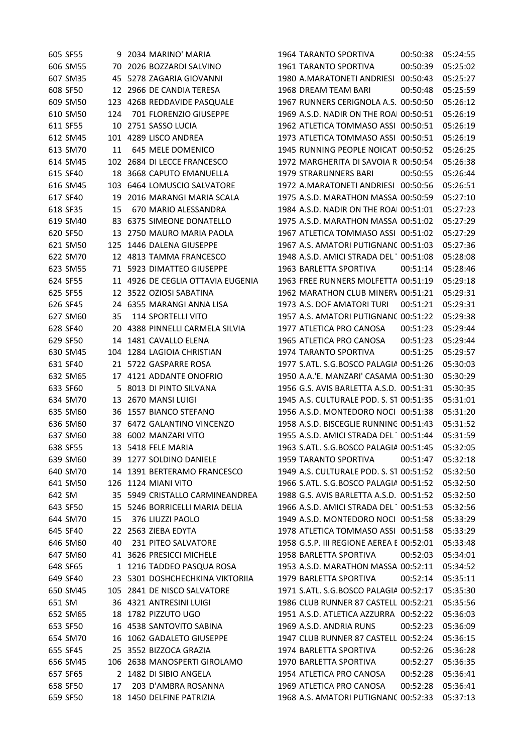| | | | | | | | | |
|---|---|---|---|---|---|---|---|---|
| 605 | SF55 | 9 | 2034 | MARINO' MARIA | 1964 | TARANTO SPORTIVA | 00:50:38 | 05:24:55 |
| 606 | SM55 | 70 | 2026 | BOZZARDI SALVINO | 1961 | TARANTO SPORTIVA | 00:50:39 | 05:25:02 |
| 607 | SM35 | 45 | 5278 | ZAGARIA GIOVANNI | 1980 | A.MARATONETI ANDRIESI | 00:50:43 | 05:25:27 |
| 608 | SF50 | 12 | 2966 | DE CANDIA TERESA | 1968 | DREAM TEAM BARI | 00:50:48 | 05:25:59 |
| 609 | SM50 | 123 | 4268 | REDDAVIDE PASQUALE | 1967 | RUNNERS CERIGNOLA A.S. | 00:50:50 | 05:26:12 |
| 610 | SM50 | 124 | 701 | FLORENZIO GIUSEPPE | 1969 | A.S.D. NADIR ON THE ROA | 00:50:51 | 05:26:19 |
| 611 | SF55 | 10 | 2751 | SASSO LUCIA | 1962 | ATLETICA TOMMASO ASSI | 00:50:51 | 05:26:19 |
| 612 | SM45 | 101 | 4289 | LISCO ANDREA | 1973 | ATLETICA TOMMASO ASSI | 00:50:51 | 05:26:19 |
| 613 | SM70 | 11 | 645 | MELE DOMENICO | 1945 | RUNNING PEOPLE NOICAT | 00:50:52 | 05:26:25 |
| 614 | SM45 | 102 | 2684 | DI LECCE FRANCESCO | 1972 | MARGHERITA DI SAVOIA R | 00:50:54 | 05:26:38 |
| 615 | SF40 | 18 | 3668 | CAPUTO EMANUELLA | 1979 | STRARUNNERS BARI | 00:50:55 | 05:26:44 |
| 616 | SM45 | 103 | 6464 | LOMUSCIO SALVATORE | 1972 | A.MARATONETI ANDRIESI | 00:50:56 | 05:26:51 |
| 617 | SF40 | 19 | 2016 | MARANGI MARIA SCALA | 1975 | A.S.D. MARATHON MASSA | 00:50:59 | 05:27:10 |
| 618 | SF35 | 15 | 670 | MARIO ALESSANDRA | 1984 | A.S.D. NADIR ON THE ROA | 00:51:01 | 05:27:23 |
| 619 | SM40 | 83 | 6375 | SIMEONE DONATELLO | 1975 | A.S.D. MARATHON MASSA | 00:51:02 | 05:27:29 |
| 620 | SF50 | 13 | 2750 | MAURO MARIA PAOLA | 1967 | ATLETICA TOMMASO ASSI | 00:51:02 | 05:27:29 |
| 621 | SM50 | 125 | 1446 | DALENA GIUSEPPE | 1967 | A.S. AMATORI PUTIGNANO | 00:51:03 | 05:27:36 |
| 622 | SM70 | 12 | 4813 | TAMMA FRANCESCO | 1948 | A.S.D. AMICI STRADA DEL | 00:51:08 | 05:28:08 |
| 623 | SM55 | 71 | 5923 | DIMATTEO GIUSEPPE | 1963 | BARLETTA SPORTIVA | 00:51:14 | 05:28:46 |
| 624 | SF55 | 11 | 4926 | DE CEGLIA OTTAVIA EUGENIA | 1963 | FREE RUNNERS MOLFETTA | 00:51:19 | 05:29:18 |
| 625 | SF55 | 12 | 3522 | OZIOSI SABATINA | 1962 | MARATHON CLUB MINERV | 00:51:21 | 05:29:31 |
| 626 | SF45 | 24 | 6355 | MARANGI ANNA LISA | 1973 | A.S. DOF AMATORI TURI | 00:51:21 | 05:29:31 |
| 627 | SM60 | 35 | 114 | SPORTELLI VITO | 1957 | A.S. AMATORI PUTIGNANO | 00:51:22 | 05:29:38 |
| 628 | SF40 | 20 | 4388 | PINNELLI CARMELA SILVIA | 1977 | ATLETICA PRO CANOSA | 00:51:23 | 05:29:44 |
| 629 | SF50 | 14 | 1481 | CAVALLO ELENA | 1965 | ATLETICA PRO CANOSA | 00:51:23 | 05:29:44 |
| 630 | SM45 | 104 | 1284 | LAGIOIA CHRISTIAN | 1974 | TARANTO SPORTIVA | 00:51:25 | 05:29:57 |
| 631 | SF40 | 21 | 5722 | GASPARRE ROSA | 1977 | S.ATL. S.G.BOSCO PALAGIA | 00:51:26 | 05:30:03 |
| 632 | SM65 | 17 | 4121 | ADDANTE ONOFRIO | 1950 | A.A.'E. MANZARI' CASAMA | 00:51:30 | 05:30:29 |
| 633 | SF60 | 5 | 8013 | DI PINTO SILVANA | 1956 | G.S. AVIS BARLETTA A.S.D. | 00:51:31 | 05:30:35 |
| 634 | SM70 | 13 | 2670 | MANSI LUIGI | 1945 | A.S. CULTURALE POD. S. ST | 00:51:35 | 05:31:01 |
| 635 | SM60 | 36 | 1557 | BIANCO STEFANO | 1956 | A.S.D. MONTEDORO NOCI | 00:51:38 | 05:31:20 |
| 636 | SM60 | 37 | 6472 | GALANTINO VINCENZO | 1958 | A.S.D. BISCEGLIE RUNNING | 00:51:43 | 05:31:52 |
| 637 | SM60 | 38 | 6002 | MANZARI VITO | 1955 | A.S.D. AMICI STRADA DEL | 00:51:44 | 05:31:59 |
| 638 | SF55 | 13 | 5418 | FELE MARIA | 1963 | S.ATL. S.G.BOSCO PALAGIA | 00:51:45 | 05:32:05 |
| 639 | SM60 | 39 | 1277 | SOLDINO DANIELE | 1959 | TARANTO SPORTIVA | 00:51:47 | 05:32:18 |
| 640 | SM70 | 14 | 1391 | BERTERAMO FRANCESCO | 1949 | A.S. CULTURALE POD. S. ST | 00:51:52 | 05:32:50 |
| 641 | SM50 | 126 | 1124 | MIANI VITO | 1966 | S.ATL. S.G.BOSCO PALAGIA | 00:51:52 | 05:32:50 |
| 642 | SM | 35 | 5949 | CRISTALLO CARMINEANDREA | 1988 | G.S. AVIS BARLETTA A.S.D. | 00:51:52 | 05:32:50 |
| 643 | SF50 | 15 | 5246 | BORRICELLI MARIA DELIA | 1966 | A.S.D. AMICI STRADA DEL | 00:51:53 | 05:32:56 |
| 644 | SM70 | 15 | 376 | LIUZZI PAOLO | 1949 | A.S.D. MONTEDORO NOCI | 00:51:58 | 05:33:29 |
| 645 | SF40 | 22 | 2563 | ZIEBA EDYTA | 1978 | ATLETICA TOMMASO ASSI | 00:51:58 | 05:33:29 |
| 646 | SM60 | 40 | 231 | PITEO SALVATORE | 1958 | G.S.P. III REGIONE AEREA E | 00:52:01 | 05:33:48 |
| 647 | SM60 | 41 | 3626 | PRESICCI MICHELE | 1958 | BARLETTA SPORTIVA | 00:52:03 | 05:34:01 |
| 648 | SF65 | 1 | 1216 | TADDEO PASQUA ROSA | 1953 | A.S.D. MARATHON MASSA | 00:52:11 | 05:34:52 |
| 649 | SF40 | 23 | 5301 | DOSHCHECHKINA VIKTORIIA | 1979 | BARLETTA SPORTIVA | 00:52:14 | 05:35:11 |
| 650 | SM45 | 105 | 2841 | DE NISCO SALVATORE | 1971 | S.ATL. S.G.BOSCO PALAGIA | 00:52:17 | 05:35:30 |
| 651 | SM | 36 | 4321 | ANTRESINI LUIGI | 1986 | CLUB RUNNER 87 CASTELL | 00:52:21 | 05:35:56 |
| 652 | SM65 | 18 | 1782 | PIZZUTO UGO | 1951 | A.S.D. ATLETICA AZZURRA | 00:52:22 | 05:36:03 |
| 653 | SF50 | 16 | 4538 | SANTOVITO SABINA | 1969 | A.S.D. ANDRIA RUNS | 00:52:23 | 05:36:09 |
| 654 | SM70 | 16 | 1062 | GADALETO GIUSEPPE | 1947 | CLUB RUNNER 87 CASTELL | 00:52:24 | 05:36:15 |
| 655 | SF45 | 25 | 3552 | BIZZOCA GRAZIA | 1974 | BARLETTA SPORTIVA | 00:52:26 | 05:36:28 |
| 656 | SM45 | 106 | 2638 | MANOSPERTI GIROLAMO | 1970 | BARLETTA SPORTIVA | 00:52:27 | 05:36:35 |
| 657 | SF65 | 2 | 1482 | DI SIBIO ANGELA | 1954 | ATLETICA PRO CANOSA | 00:52:28 | 05:36:41 |
| 658 | SF50 | 17 | 203 | D'AMBRA ROSANNA | 1969 | ATLETICA PRO CANOSA | 00:52:28 | 05:36:41 |
| 659 | SF50 | 18 | 1450 | DELFINE PATRIZIA | 1968 | A.S. AMATORI PUTIGNANO | 00:52:33 | 05:37:13 |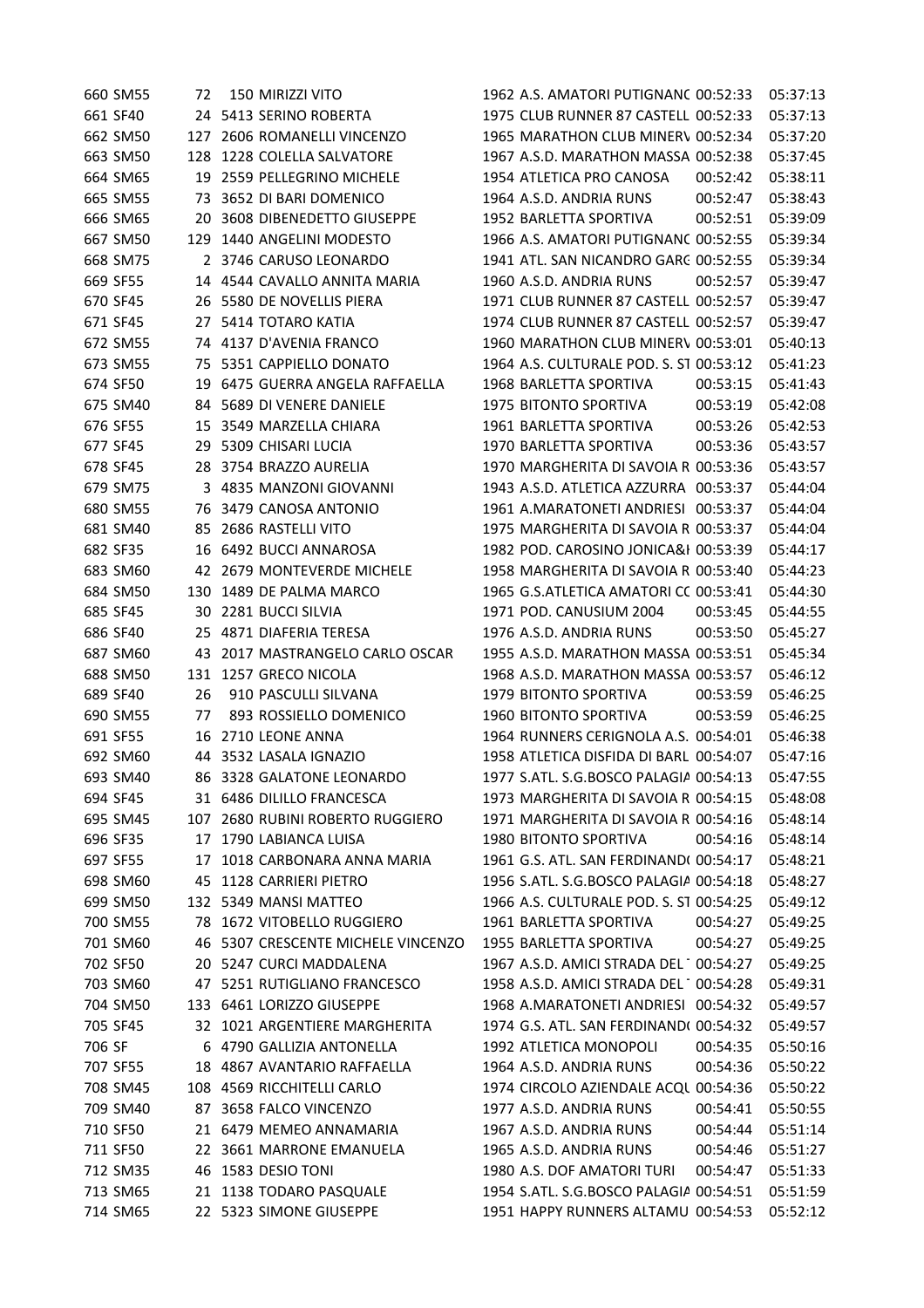| | | | | | | | | |
|---|---|---|---|---|---|---|---|---|
| 660 | SM55 | 72 | 150 | MIRIZZI VITO | 1962 | A.S. AMATORI PUTIGNANC | 00:52:33 | 05:37:13 |
| 661 | SF40 | 24 | 5413 | SERINO ROBERTA | 1975 | CLUB RUNNER 87 CASTELL | 00:52:33 | 05:37:13 |
| 662 | SM50 | 127 | 2606 | ROMANELLI VINCENZO | 1965 | MARATHON CLUB MINERV | 00:52:34 | 05:37:20 |
| 663 | SM50 | 128 | 1228 | COLELLA SALVATORE | 1967 | A.S.D. MARATHON MASSA | 00:52:38 | 05:37:45 |
| 664 | SM65 | 19 | 2559 | PELLEGRINO MICHELE | 1954 | ATLETICA PRO CANOSA | 00:52:42 | 05:38:11 |
| 665 | SM55 | 73 | 3652 | DI BARI DOMENICO | 1964 | A.S.D. ANDRIA RUNS | 00:52:47 | 05:38:43 |
| 666 | SM65 | 20 | 3608 | DIBENEDETTO GIUSEPPE | 1952 | BARLETTA SPORTIVA | 00:52:51 | 05:39:09 |
| 667 | SM50 | 129 | 1440 | ANGELINI MODESTO | 1966 | A.S. AMATORI PUTIGNANC | 00:52:55 | 05:39:34 |
| 668 | SM75 | 2 | 3746 | CARUSO LEONARDO | 1941 | ATL. SAN NICANDRO GARG | 00:52:55 | 05:39:34 |
| 669 | SF55 | 14 | 4544 | CAVALLO ANNITA MARIA | 1960 | A.S.D. ANDRIA RUNS | 00:52:57 | 05:39:47 |
| 670 | SF45 | 26 | 5580 | DE NOVELLIS PIERA | 1971 | CLUB RUNNER 87 CASTELL | 00:52:57 | 05:39:47 |
| 671 | SF45 | 27 | 5414 | TOTARO KATIA | 1974 | CLUB RUNNER 87 CASTELL | 00:52:57 | 05:39:47 |
| 672 | SM55 | 74 | 4137 | D'AVENIA FRANCO | 1960 | MARATHON CLUB MINERV | 00:53:01 | 05:40:13 |
| 673 | SM55 | 75 | 5351 | CAPPIELLO DONATO | 1964 | A.S. CULTURALE POD. S. ST | 00:53:12 | 05:41:23 |
| 674 | SF50 | 19 | 6475 | GUERRA ANGELA RAFFAELLA | 1968 | BARLETTA SPORTIVA | 00:53:15 | 05:41:43 |
| 675 | SM40 | 84 | 5689 | DI VENERE DANIELE | 1975 | BITONTO SPORTIVA | 00:53:19 | 05:42:08 |
| 676 | SF55 | 15 | 3549 | MARZELLA CHIARA | 1961 | BARLETTA SPORTIVA | 00:53:26 | 05:42:53 |
| 677 | SF45 | 29 | 5309 | CHISARI LUCIA | 1970 | BARLETTA SPORTIVA | 00:53:36 | 05:43:57 |
| 678 | SF45 | 28 | 3754 | BRAZZO AURELIA | 1970 | MARGHERITA DI SAVOIA R | 00:53:36 | 05:43:57 |
| 679 | SM75 | 3 | 4835 | MANZONI GIOVANNI | 1943 | A.S.D. ATLETICA AZZURRA | 00:53:37 | 05:44:04 |
| 680 | SM55 | 76 | 3479 | CANOSA ANTONIO | 1961 | A.MARATONETI ANDRIESI | 00:53:37 | 05:44:04 |
| 681 | SM40 | 85 | 2686 | RASTELLI VITO | 1975 | MARGHERITA DI SAVOIA R | 00:53:37 | 05:44:04 |
| 682 | SF35 | 16 | 6492 | BUCCI ANNAROSA | 1982 | POD. CAROSINO JONICA&I | 00:53:39 | 05:44:17 |
| 683 | SM60 | 42 | 2679 | MONTEVERDE MICHELE | 1958 | MARGHERITA DI SAVOIA R | 00:53:40 | 05:44:23 |
| 684 | SM50 | 130 | 1489 | DE PALMA MARCO | 1965 | G.S.ATLETICA AMATORI CC | 00:53:41 | 05:44:30 |
| 685 | SF45 | 30 | 2281 | BUCCI SILVIA | 1971 | POD. CANUSIUM 2004 | 00:53:45 | 05:44:55 |
| 686 | SF40 | 25 | 4871 | DIAFERIA TERESA | 1976 | A.S.D. ANDRIA RUNS | 00:53:50 | 05:45:27 |
| 687 | SM60 | 43 | 2017 | MASTRANGELO CARLO OSCAR | 1955 | A.S.D. MARATHON MASSA | 00:53:51 | 05:45:34 |
| 688 | SM50 | 131 | 1257 | GRECO NICOLA | 1968 | A.S.D. MARATHON MASSA | 00:53:57 | 05:46:12 |
| 689 | SF40 | 26 | 910 | PASCULLI SILVANA | 1979 | BITONTO SPORTIVA | 00:53:59 | 05:46:25 |
| 690 | SM55 | 77 | 893 | ROSSIELLO DOMENICO | 1960 | BITONTO SPORTIVA | 00:53:59 | 05:46:25 |
| 691 | SF55 | 16 | 2710 | LEONE ANNA | 1964 | RUNNERS CERIGNOLA A.S. | 00:54:01 | 05:46:38 |
| 692 | SM60 | 44 | 3532 | LASALA IGNAZIO | 1958 | ATLETICA DISFIDA DI BARL | 00:54:07 | 05:47:16 |
| 693 | SM40 | 86 | 3328 | GALATONE LEONARDO | 1977 | S.ATL. S.G.BOSCO PALAGIA | 00:54:13 | 05:47:55 |
| 694 | SF45 | 31 | 6486 | DILILLO FRANCESCA | 1973 | MARGHERITA DI SAVOIA R | 00:54:15 | 05:48:08 |
| 695 | SM45 | 107 | 2680 | RUBINI ROBERTO RUGGIERO | 1971 | MARGHERITA DI SAVOIA R | 00:54:16 | 05:48:14 |
| 696 | SF35 | 17 | 1790 | LABIANCA LUISA | 1980 | BITONTO SPORTIVA | 00:54:16 | 05:48:14 |
| 697 | SF55 | 17 | 1018 | CARBONARA ANNA MARIA | 1961 | G.S. ATL. SAN FERDINAND( | 00:54:17 | 05:48:21 |
| 698 | SM60 | 45 | 1128 | CARRIERI PIETRO | 1956 | S.ATL. S.G.BOSCO PALAGIA | 00:54:18 | 05:48:27 |
| 699 | SM50 | 132 | 5349 | MANSI MATTEO | 1966 | A.S. CULTURALE POD. S. ST | 00:54:25 | 05:49:12 |
| 700 | SM55 | 78 | 1672 | VITOBELLO RUGGIERO | 1961 | BARLETTA SPORTIVA | 00:54:27 | 05:49:25 |
| 701 | SM60 | 46 | 5307 | CRESCENTE MICHELE VINCENZO | 1955 | BARLETTA SPORTIVA | 00:54:27 | 05:49:25 |
| 702 | SF50 | 20 | 5247 | CURCI MADDALENA | 1967 | A.S.D. AMICI STRADA DEL | 00:54:27 | 05:49:25 |
| 703 | SM60 | 47 | 5251 | RUTIGLIANO FRANCESCO | 1958 | A.S.D. AMICI STRADA DEL | 00:54:28 | 05:49:31 |
| 704 | SM50 | 133 | 6461 | LORIZZO GIUSEPPE | 1968 | A.MARATONETI ANDRIESI | 00:54:32 | 05:49:57 |
| 705 | SF45 | 32 | 1021 | ARGENTIERE MARGHERITA | 1974 | G.S. ATL. SAN FERDINAND( | 00:54:32 | 05:49:57 |
| 706 | SF | 6 | 4790 | GALLIZIA ANTONELLA | 1992 | ATLETICA MONOPOLI | 00:54:35 | 05:50:16 |
| 707 | SF55 | 18 | 4867 | AVANTARIO RAFFAELLA | 1964 | A.S.D. ANDRIA RUNS | 00:54:36 | 05:50:22 |
| 708 | SM45 | 108 | 4569 | RICCHITELLI CARLO | 1974 | CIRCOLO AZIENDALE ACQU | 00:54:36 | 05:50:22 |
| 709 | SM40 | 87 | 3658 | FALCO VINCENZO | 1977 | A.S.D. ANDRIA RUNS | 00:54:41 | 05:50:55 |
| 710 | SF50 | 21 | 6479 | MEMEO ANNAMARIA | 1967 | A.S.D. ANDRIA RUNS | 00:54:44 | 05:51:14 |
| 711 | SF50 | 22 | 3661 | MARRONE EMANUELA | 1965 | A.S.D. ANDRIA RUNS | 00:54:46 | 05:51:27 |
| 712 | SM35 | 46 | 1583 | DESIO TONI | 1980 | A.S. DOF AMATORI TURI | 00:54:47 | 05:51:33 |
| 713 | SM65 | 21 | 1138 | TODARO PASQUALE | 1954 | S.ATL. S.G.BOSCO PALAGIA | 00:54:51 | 05:51:59 |
| 714 | SM65 | 22 | 5323 | SIMONE GIUSEPPE | 1951 | HAPPY RUNNERS ALTAMU | 00:54:53 | 05:52:12 |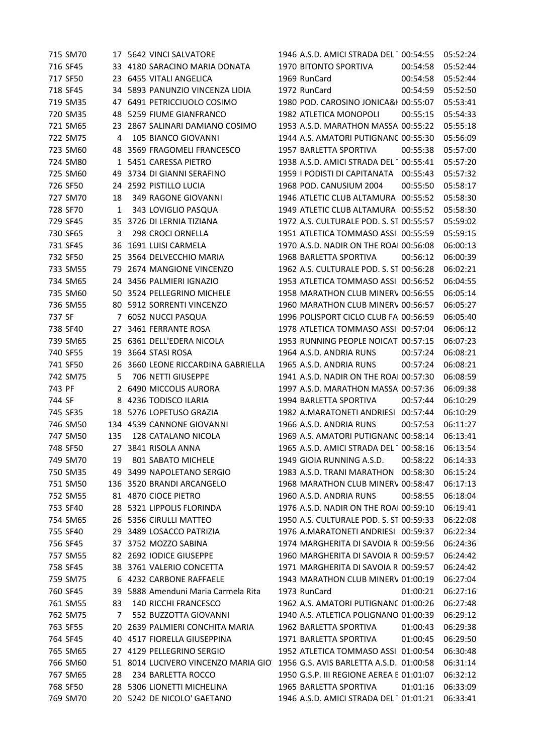| | | | | | | | | |
|---|---|---|---|---|---|---|---|---|
| 715 | SM70 | 17 | 5642 | VINCI SALVATORE | 1946 | A.S.D. AMICI STRADA DEL | 00:54:55 | 05:52:24 |
| 716 | SF45 | 33 | 4180 | SARACINO MARIA DONATA | 1970 | BITONTO SPORTIVA | 00:54:58 | 05:52:44 |
| 717 | SF50 | 23 | 6455 | VITALI ANGELICA | 1969 | RunCard | 00:54:58 | 05:52:44 |
| 718 | SF45 | 34 | 5893 | PANUNZIO VINCENZA LIDIA | 1972 | RunCard | 00:54:59 | 05:52:50 |
| 719 | SM35 | 47 | 6491 | PETRICCIUOLO COSIMO | 1980 | POD. CAROSINO JONICA&I | 00:55:07 | 05:53:41 |
| 720 | SM35 | 48 | 5259 | FIUME GIANFRANCO | 1982 | ATLETICA MONOPOLI | 00:55:15 | 05:54:33 |
| 721 | SM65 | 23 | 2867 | SALINARI DAMIANO COSIMO | 1953 | A.S.D. MARATHON MASSA | 00:55:22 | 05:55:18 |
| 722 | SM75 | 4 | 105 | BIANCO GIOVANNI | 1944 | A.S. AMATORI PUTIGNANO | 00:55:30 | 05:56:09 |
| 723 | SM60 | 48 | 3569 | FRAGOMELI FRANCESCO | 1957 | BARLETTA SPORTIVA | 00:55:38 | 05:57:00 |
| 724 | SM80 | 1 | 5451 | CARESSA PIETRO | 1938 | A.S.D. AMICI STRADA DEL | 00:55:41 | 05:57:20 |
| 725 | SM60 | 49 | 3734 | DI GIANNI SERAFINO | 1959 | I PODISTI DI CAPITANATA | 00:55:43 | 05:57:32 |
| 726 | SF50 | 24 | 2592 | PISTILLO LUCIA | 1968 | POD. CANUSIUM 2004 | 00:55:50 | 05:58:17 |
| 727 | SM70 | 18 | 349 | RAGONE GIOVANNI | 1946 | ATLETIC CLUB ALTAMURA | 00:55:52 | 05:58:30 |
| 728 | SF70 | 1 | 343 | LOVIGLIO PASQUA | 1949 | ATLETIC CLUB ALTAMURA | 00:55:52 | 05:58:30 |
| 729 | SF45 | 35 | 3726 | DI LERNIA TIZIANA | 1972 | A.S. CULTURALE POD. S. ST | 00:55:57 | 05:59:02 |
| 730 | SF65 | 3 | 298 | CROCI ORNELLA | 1951 | ATLETICA TOMMASO ASSI | 00:55:59 | 05:59:15 |
| 731 | SF45 | 36 | 1691 | LUISI CARMELA | 1970 | A.S.D. NADIR ON THE ROA | 00:56:08 | 06:00:13 |
| 732 | SF50 | 25 | 3564 | DELVECCHIO MARIA | 1968 | BARLETTA SPORTIVA | 00:56:12 | 06:00:39 |
| 733 | SM55 | 79 | 2674 | MANGIONE VINCENZO | 1962 | A.S. CULTURALE POD. S. ST | 00:56:28 | 06:02:21 |
| 734 | SM65 | 24 | 3456 | PALMIERI IGNAZIO | 1953 | ATLETICA TOMMASO ASSI | 00:56:52 | 06:04:55 |
| 735 | SM60 | 50 | 3524 | PELLEGRINO MICHELE | 1958 | MARATHON CLUB MINERV | 00:56:55 | 06:05:14 |
| 736 | SM55 | 80 | 5912 | SORRENTI VINCENZO | 1960 | MARATHON CLUB MINERV | 00:56:57 | 06:05:27 |
| 737 | SF | 7 | 6052 | NUCCI PASQUA | 1996 | POLISPORT CICLO CLUB FA | 00:56:59 | 06:05:40 |
| 738 | SF40 | 27 | 3461 | FERRANTE ROSA | 1978 | ATLETICA TOMMASO ASSI | 00:57:04 | 06:06:12 |
| 739 | SM65 | 25 | 6361 | DELL'EDERA NICOLA | 1953 | RUNNING PEOPLE NOICAT | 00:57:15 | 06:07:23 |
| 740 | SF55 | 19 | 3664 | STASI ROSA | 1964 | A.S.D. ANDRIA RUNS | 00:57:24 | 06:08:21 |
| 741 | SF50 | 26 | 3660 | LEONE RICCARDINA GABRIELLA | 1965 | A.S.D. ANDRIA RUNS | 00:57:24 | 06:08:21 |
| 742 | SM75 | 5 | 706 | NETTI GIUSEPPE | 1941 | A.S.D. NADIR ON THE ROA | 00:57:30 | 06:08:59 |
| 743 | PF | 2 | 6490 | MICCOLIS AURORA | 1997 | A.S.D. MARATHON MASSA | 00:57:36 | 06:09:38 |
| 744 | SF | 8 | 4236 | TODISCO ILARIA | 1994 | BARLETTA SPORTIVA | 00:57:44 | 06:10:29 |
| 745 | SF35 | 18 | 5276 | LOPETUSO GRAZIA | 1982 | A.MARATONETI ANDRIESI | 00:57:44 | 06:10:29 |
| 746 | SM50 | 134 | 4539 | CANNONE GIOVANNI | 1966 | A.S.D. ANDRIA RUNS | 00:57:53 | 06:11:27 |
| 747 | SM50 | 135 | 128 | CATALANO NICOLA | 1969 | A.S. AMATORI PUTIGNANO | 00:58:14 | 06:13:41 |
| 748 | SF50 | 27 | 3841 | RISOLA ANNA | 1965 | A.S.D. AMICI STRADA DEL | 00:58:16 | 06:13:54 |
| 749 | SM70 | 19 | 801 | SABATO MICHELE | 1949 | GIOIA RUNNING A.S.D. | 00:58:22 | 06:14:33 |
| 750 | SM35 | 49 | 3499 | NAPOLETANO SERGIO | 1983 | A.S.D. TRANI MARATHON | 00:58:30 | 06:15:24 |
| 751 | SM50 | 136 | 3520 | BRANDI ARCANGELO | 1968 | MARATHON CLUB MINERV | 00:58:47 | 06:17:13 |
| 752 | SM55 | 81 | 4870 | CIOCE PIETRO | 1960 | A.S.D. ANDRIA RUNS | 00:58:55 | 06:18:04 |
| 753 | SF40 | 28 | 5321 | LIPPOLIS FLORINDA | 1976 | A.S.D. NADIR ON THE ROA | 00:59:10 | 06:19:41 |
| 754 | SM65 | 26 | 5356 | CIRULLI MATTEO | 1950 | A.S. CULTURALE POD. S. ST | 00:59:33 | 06:22:08 |
| 755 | SF40 | 29 | 3489 | LOSACCO PATRIZIA | 1976 | A.MARATONETI ANDRIESI | 00:59:37 | 06:22:34 |
| 756 | SF45 | 37 | 3752 | MOZZO SABINA | 1974 | MARGHERITA DI SAVOIA R | 00:59:56 | 06:24:36 |
| 757 | SM55 | 82 | 2692 | IODICE GIUSEPPE | 1960 | MARGHERITA DI SAVOIA R | 00:59:57 | 06:24:42 |
| 758 | SF45 | 38 | 3761 | VALERIO CONCETTA | 1971 | MARGHERITA DI SAVOIA R | 00:59:57 | 06:24:42 |
| 759 | SM75 | 6 | 4232 | CARBONE RAFFAELE | 1943 | MARATHON CLUB MINERV | 01:00:19 | 06:27:04 |
| 760 | SF45 | 39 | 5888 | Amenduni Maria Carmela Rita | 1973 | RunCard | 01:00:21 | 06:27:16 |
| 761 | SM55 | 83 | 140 | RICCHI FRANCESCO | 1962 | A.S. AMATORI PUTIGNANO | 01:00:26 | 06:27:48 |
| 762 | SM75 | 7 | 552 | BUZZOTTA GIOVANNI | 1940 | A.S. ATLETICA POLIGNANO | 01:00:39 | 06:29:12 |
| 763 | SF55 | 20 | 2639 | PALMIERI CONCHITA MARIA | 1962 | BARLETTA SPORTIVA | 01:00:43 | 06:29:38 |
| 764 | SF45 | 40 | 4517 | FIORELLA GIUSEPPINA | 1971 | BARLETTA SPORTIVA | 01:00:45 | 06:29:50 |
| 765 | SM65 | 27 | 4129 | PELLEGRINO SERGIO | 1952 | ATLETICA TOMMASO ASSI | 01:00:54 | 06:30:48 |
| 766 | SM60 | 51 | 8014 | LUCIVERO VINCENZO MARIA GIO | 1956 | G.S. AVIS BARLETTA A.S.D. | 01:00:58 | 06:31:14 |
| 767 | SM65 | 28 | 234 | BARLETTA ROCCO | 1950 | G.S.P. III REGIONE AEREA E | 01:01:07 | 06:32:12 |
| 768 | SF50 | 28 | 5306 | LIONETTI MICHELINA | 1965 | BARLETTA SPORTIVA | 01:01:16 | 06:33:09 |
| 769 | SM70 | 20 | 5242 | DE NICOLO' GAETANO | 1946 | A.S.D. AMICI STRADA DEL | 01:01:21 | 06:33:41 |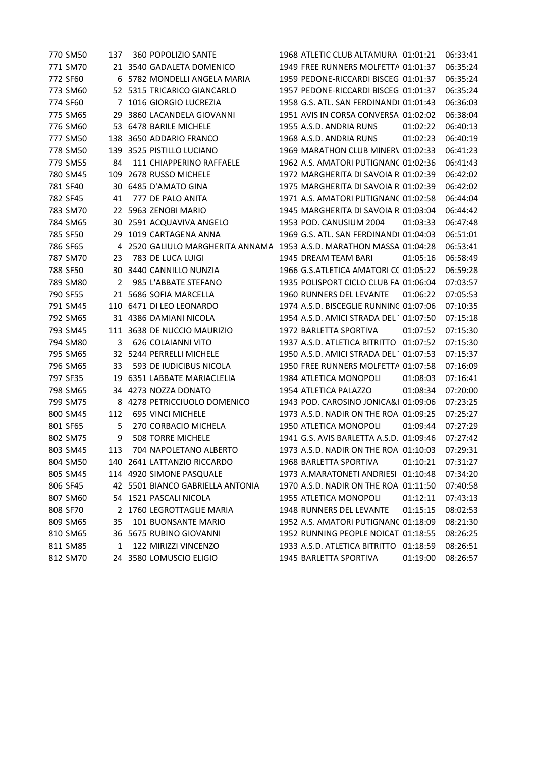| | | | | | | | | |
|---|---|---|---|---|---|---|---|---|
| 770 | SM50 | 137 | 360 | POPOLIZIO SANTE | 1968 | ATLETIC CLUB ALTAMURA | 01:01:21 | 06:33:41 |
| 771 | SM70 | 21 | 3540 | GADALETA DOMENICO | 1949 | FREE RUNNERS MOLFETTA | 01:01:37 | 06:35:24 |
| 772 | SF60 | 6 | 5782 | MONDELLI ANGELA MARIA | 1959 | PEDONE-RICCARDI BISCEG | 01:01:37 | 06:35:24 |
| 773 | SM60 | 52 | 5315 | TRICARICO GIANCARLO | 1957 | PEDONE-RICCARDI BISCEG | 01:01:37 | 06:35:24 |
| 774 | SF60 | 7 | 1016 | GIORGIO LUCREZIA | 1958 | G.S. ATL. SAN FERDINAND( | 01:01:43 | 06:36:03 |
| 775 | SM65 | 29 | 3860 | LACANDELA GIOVANNI | 1951 | AVIS IN CORSA CONVERSA | 01:02:02 | 06:38:04 |
| 776 | SM60 | 53 | 6478 | BARILE MICHELE | 1955 | A.S.D. ANDRIA RUNS | 01:02:22 | 06:40:13 |
| 777 | SM50 | 138 | 3650 | ADDARIO FRANCO | 1968 | A.S.D. ANDRIA RUNS | 01:02:23 | 06:40:19 |
| 778 | SM50 | 139 | 3525 | PISTILLO LUCIANO | 1969 | MARATHON CLUB MINERV | 01:02:33 | 06:41:23 |
| 779 | SM55 | 84 | 111 | CHIAPPERINO RAFFAELE | 1962 | A.S. AMATORI PUTIGNANC | 01:02:36 | 06:41:43 |
| 780 | SM45 | 109 | 2678 | RUSSO MICHELE | 1972 | MARGHERITA DI SAVOIA R | 01:02:39 | 06:42:02 |
| 781 | SF40 | 30 | 6485 | D'AMATO GINA | 1975 | MARGHERITA DI SAVOIA R | 01:02:39 | 06:42:02 |
| 782 | SF45 | 41 | 777 | DE PALO ANITA | 1971 | A.S. AMATORI PUTIGNANC | 01:02:58 | 06:44:04 |
| 783 | SM70 | 22 | 5963 | ZENOBI MARIO | 1945 | MARGHERITA DI SAVOIA R | 01:03:04 | 06:44:42 |
| 784 | SM65 | 30 | 2591 | ACQUAVIVA ANGELO | 1953 | POD. CANUSIUM 2004 | 01:03:33 | 06:47:48 |
| 785 | SF50 | 29 | 1019 | CARTAGENA ANNA | 1969 | G.S. ATL. SAN FERDINAND( | 01:04:03 | 06:51:01 |
| 786 | SF65 | 4 | 2520 | GALIULO MARGHERITA ANNAMA | 1953 | A.S.D. MARATHON MASSA | 01:04:28 | 06:53:41 |
| 787 | SM70 | 23 | 783 | DE LUCA LUIGI | 1945 | DREAM TEAM BARI | 01:05:16 | 06:58:49 |
| 788 | SF50 | 30 | 3440 | CANNILLO NUNZIA | 1966 | G.S.ATLETICA AMATORI CC | 01:05:22 | 06:59:28 |
| 789 | SM80 | 2 | 985 | L'ABBATE STEFANO | 1935 | POLISPORT CICLO CLUB FA | 01:06:04 | 07:03:57 |
| 790 | SF55 | 21 | 5686 | SOFIA MARCELLA | 1960 | RUNNERS DEL LEVANTE | 01:06:22 | 07:05:53 |
| 791 | SM45 | 110 | 6471 | DI LEO LEONARDO | 1974 | A.S.D. BISCEGLIE RUNNINC | 01:07:06 | 07:10:35 |
| 792 | SM65 | 31 | 4386 | DAMIANI NICOLA | 1954 | A.S.D. AMICI STRADA DEL | 01:07:50 | 07:15:18 |
| 793 | SM45 | 111 | 3638 | DE NUCCIO MAURIZIO | 1972 | BARLETTA SPORTIVA | 01:07:52 | 07:15:30 |
| 794 | SM80 | 3 | 626 | COLAIANNI VITO | 1937 | A.S.D. ATLETICA BITRITTO | 01:07:52 | 07:15:30 |
| 795 | SM65 | 32 | 5244 | PERRELLI MICHELE | 1950 | A.S.D. AMICI STRADA DEL | 01:07:53 | 07:15:37 |
| 796 | SM65 | 33 | 593 | DE IUDICIBUS NICOLA | 1950 | FREE RUNNERS MOLFETTA | 01:07:58 | 07:16:09 |
| 797 | SF35 | 19 | 6351 | LABBATE MARIACLELIA | 1984 | ATLETICA MONOPOLI | 01:08:03 | 07:16:41 |
| 798 | SM65 | 34 | 4273 | NOZZA DONATO | 1954 | ATLETICA PALAZZO | 01:08:34 | 07:20:00 |
| 799 | SM75 | 8 | 4278 | PETRICCIUOLO DOMENICO | 1943 | POD. CAROSINO JONICA&I | 01:09:06 | 07:23:25 |
| 800 | SM45 | 112 | 695 | VINCI MICHELE | 1973 | A.S.D. NADIR ON THE ROA | 01:09:25 | 07:25:27 |
| 801 | SF65 | 5 | 270 | CORBACIO MICHELA | 1950 | ATLETICA MONOPOLI | 01:09:44 | 07:27:29 |
| 802 | SM75 | 9 | 508 | TORRE MICHELE | 1941 | G.S. AVIS BARLETTA A.S.D. | 01:09:46 | 07:27:42 |
| 803 | SM45 | 113 | 704 | NAPOLETANO ALBERTO | 1973 | A.S.D. NADIR ON THE ROA | 01:10:03 | 07:29:31 |
| 804 | SM50 | 140 | 2641 | LATTANZIO RICCARDO | 1968 | BARLETTA SPORTIVA | 01:10:21 | 07:31:27 |
| 805 | SM45 | 114 | 4920 | SIMONE PASQUALE | 1973 | A.MARATONETI ANDRIESI | 01:10:48 | 07:34:20 |
| 806 | SF45 | 42 | 5501 | BIANCO GABRIELLA ANTONIA | 1970 | A.S.D. NADIR ON THE ROA | 01:11:50 | 07:40:58 |
| 807 | SM60 | 54 | 1521 | PASCALI NICOLA | 1955 | ATLETICA MONOPOLI | 01:12:11 | 07:43:13 |
| 808 | SF70 | 2 | 1760 | LEGROTTAGLIE MARIA | 1948 | RUNNERS DEL LEVANTE | 01:15:15 | 08:02:53 |
| 809 | SM65 | 35 | 101 | BUONSANTE MARIO | 1952 | A.S. AMATORI PUTIGNANC | 01:18:09 | 08:21:30 |
| 810 | SM65 | 36 | 5675 | RUBINO GIOVANNI | 1952 | RUNNING PEOPLE NOICAT | 01:18:55 | 08:26:25 |
| 811 | SM85 | 1 | 122 | MIRIZZI VINCENZO | 1933 | A.S.D. ATLETICA BITRITTO | 01:18:59 | 08:26:51 |
| 812 | SM70 | 24 | 3580 | LOMUSCIO ELIGIO | 1945 | BARLETTA SPORTIVA | 01:19:00 | 08:26:57 |